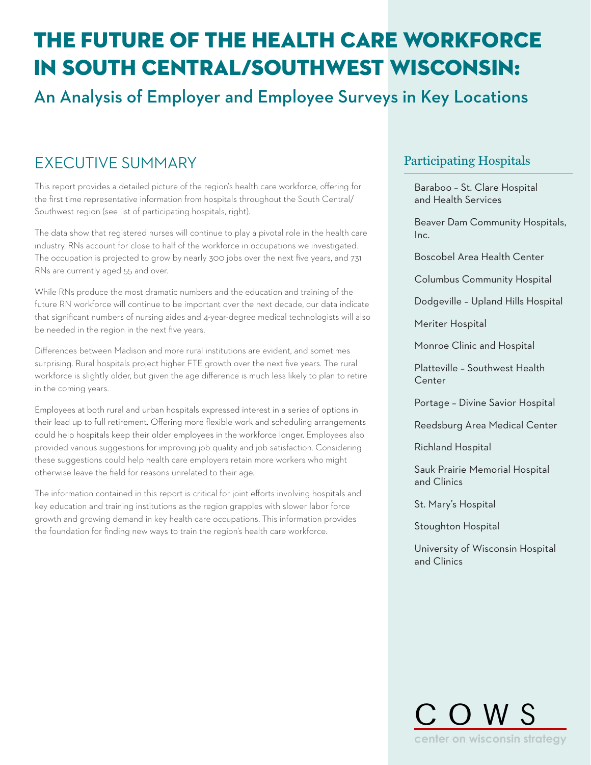# THE FUTURE OF THE HEALTH CARE WORKFORCE IN SOUTH CENTRAL/SOUTHWEST WISCONSIN:

## An Analysis of Employer and Employee Surveys in Key Locations

## EXECUTIVE SUMMARY

This report provides a detailed picture of the region's health care workforce, offering for the first time representative information from hospitals throughout the South Central/ Southwest region (see list of participating hospitals, right).

The data show that registered nurses will continue to play a pivotal role in the health care industry. RNs account for close to half of the workforce in occupations we investigated. The occupation is projected to grow by nearly 300 jobs over the next five years, and 731 RNs are currently aged 55 and over.

While RNs produce the most dramatic numbers and the education and training of the future RN workforce will continue to be important over the next decade, our data indicate that significant numbers of nursing aides and 4-year-degree medical technologists will also be needed in the region in the next five years.

Differences between Madison and more rural institutions are evident, and sometimes surprising. Rural hospitals project higher FTE growth over the next five years. The rural workforce is slightly older, but given the age difference is much less likely to plan to retire in the coming years.

Employees at both rural and urban hospitals expressed interest in a series of options in their lead up to full retirement. Offering more flexible work and scheduling arrangements could help hospitals keep their older employees in the workforce longer. Employees also provided various suggestions for improving job quality and job satisfaction. Considering these suggestions could help health care employers retain more workers who might otherwise leave the field for reasons unrelated to their age.

The information contained in this report is critical for joint efforts involving hospitals and key education and training institutions as the region grapples with slower labor force growth and growing demand in key health care occupations. This information provides the foundation for finding new ways to train the region's health care workforce.

### Participating Hospitals

- Baraboo – St. Clare Hospital and Health Services
- Beaver Dam Community Hospitals, Inc.
- Boscobel Area Health Center
- Columbus Community Hospital
- Dodgeville – Upland Hills Hospital
- Meriter Hospital
- Monroe Clinic and Hospital
- Platteville – Southwest Health Center
- Portage – Divine Savior Hospital
- Reedsburg Area Medical Center
- Richland Hospital
- Sauk Prairie Memorial Hospital and Clinics
- St. Mary's Hospital
- Stoughton Hospital
- University of Wisconsin Hospital and Clinics

COWS

center on wisconsin strategy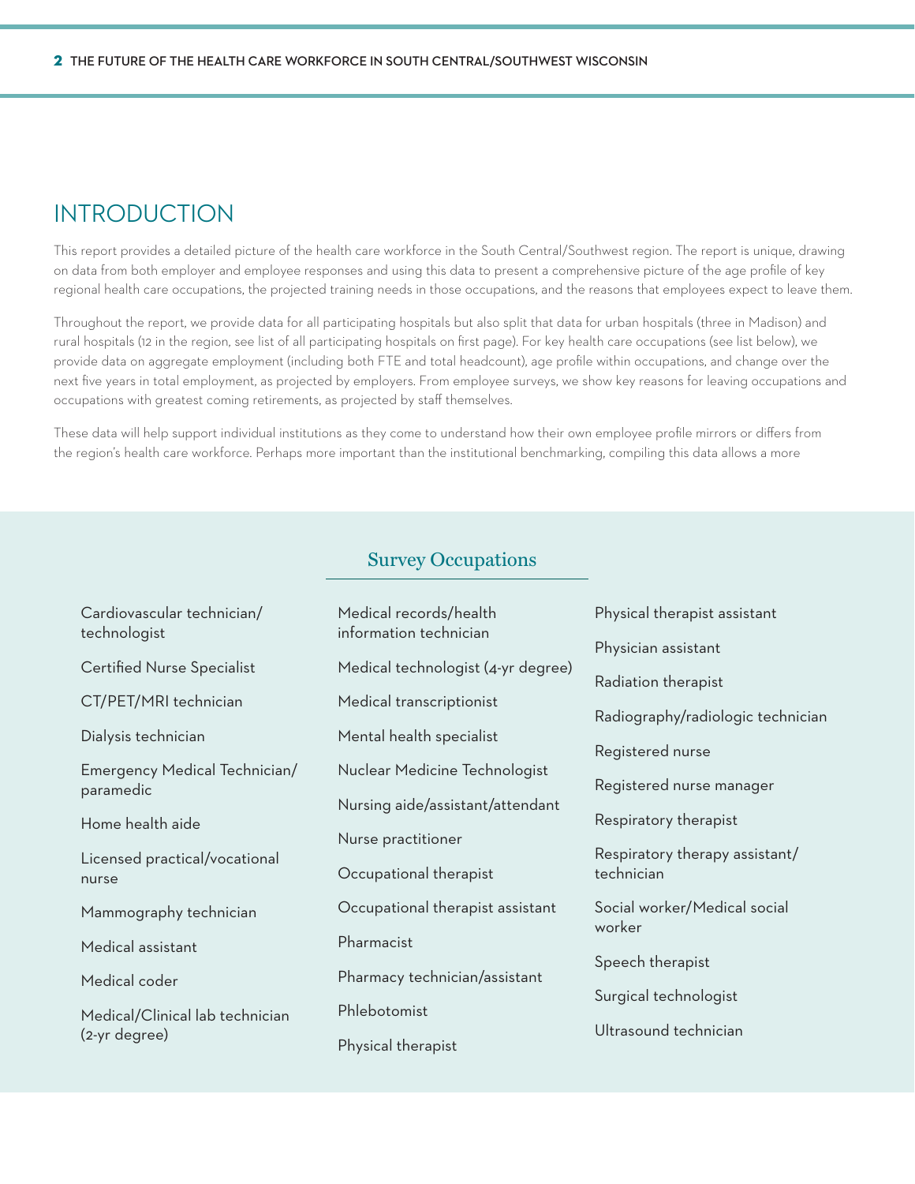# INTRODUCTION

This report provides a detailed picture of the health care workforce in the South Central/Southwest region. The report is unique, drawing on data from both employer and employee responses and using this data to present a comprehensive picture of the age profile of key regional health care occupations, the projected training needs in those occupations, and the reasons that employees expect to leave them.

Throughout the report, we provide data for all participating hospitals but also split that data for urban hospitals (three in Madison) and rural hospitals (12 in the region, see list of all participating hospitals on first page). For key health care occupations (see list below), we provide data on aggregate employment (including both FTE and total headcount), age profile within occupations, and change over the next five years in total employment, as projected by employers. From employee surveys, we show key reasons for leaving occupations and occupations with greatest coming retirements, as projected by staff themselves.

These data will help support individual institutions as they come to understand how their own employee profile mirrors or differs from the region's health care workforce. Perhaps more important than the institutional benchmarking, compiling this data allows a more

## Survey Occupations

- Cardiovascular technician/technologist
- Certified Nurse Specialist
- CT/PET/MRI technician
- Dialysis technician
- Emergency Medical Technician/paramedic
- Home health aide
- Licensed practical/vocational nurse
- Mammography technician
- Medical assistant
- Medical coder
- Medical/Clinical lab technician (2-yr degree)
- Medical records/health information technician
- Medical technologist (4-yr degree)
- Medical transcriptionist
- Mental health specialist
- Nuclear Medicine Technologist
- Nursing aide/assistant/attendant
- Nurse practitioner
- Occupational therapist
- Occupational therapist assistant
- Pharmacist
- Pharmacy technician/assistant
- Phlebotomist
- Physical therapist
- Physical therapist assistant
- Physician assistant
- Radiation therapist
- Radiography/radiologic technician
- Registered nurse
- Registered nurse manager
- Respiratory therapist
- Respiratory therapy assistant/technician
- Social worker/Medical social worker
- Speech therapist
- Surgical technologist
- Ultrasound technician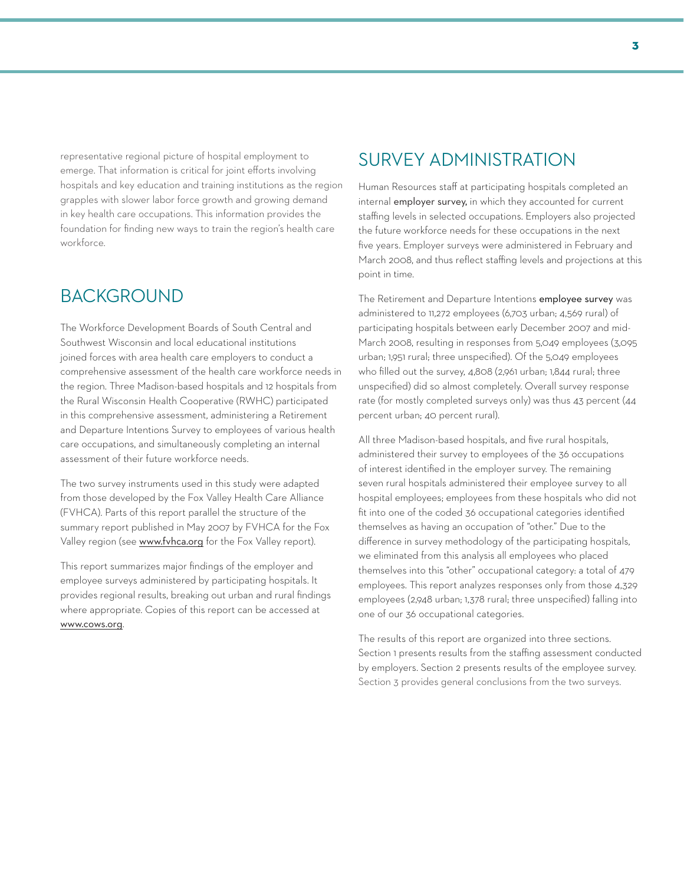representative regional picture of hospital employment to emerge. That information is critical for joint efforts involving hospitals and key education and training institutions as the region grapples with slower labor force growth and growing demand in key health care occupations. This information provides the foundation for finding new ways to train the region's health care workforce.

## BACKGROUND

The Workforce Development Boards of South Central and Southwest Wisconsin and local educational institutions joined forces with area health care employers to conduct a comprehensive assessment of the health care workforce needs in the region. Three Madison-based hospitals and 12 hospitals from the Rural Wisconsin Health Cooperative (RWHC) participated in this comprehensive assessment, administering a Retirement and Departure Intentions Survey to employees of various health care occupations, and simultaneously completing an internal assessment of their future workforce needs.

The two survey instruments used in this study were adapted from those developed by the Fox Valley Health Care Alliance (FVHCA). Parts of this report parallel the structure of the summary report published in May 2007 by FVHCA for the Fox Valley region (see www.fvhca.org for the Fox Valley report).

This report summarizes major findings of the employer and employee surveys administered by participating hospitals. It provides regional results, breaking out urban and rural findings where appropriate. Copies of this report can be accessed at www.cows.org.

## SURVEY ADMINISTRATION

Human Resources staff at participating hospitals completed an internal **employer survey,** in which they accounted for current staffing levels in selected occupations. Employers also projected the future workforce needs for these occupations in the next five years. Employer surveys were administered in February and March 2008, and thus reflect staffing levels and projections at this point in time.

The Retirement and Departure Intentions **employee survey** was administered to 11,272 employees (6,703 urban; 4,569 rural) of participating hospitals between early December 2007 and mid-March 2008, resulting in responses from 5,049 employees (3,095 urban; 1,951 rural; three unspecified). Of the 5,049 employees who filled out the survey, 4,808 (2,961 urban; 1,844 rural; three unspecified) did so almost completely. Overall survey response rate (for mostly completed surveys only) was thus 43 percent (44 percent urban; 40 percent rural).

All three Madison-based hospitals, and five rural hospitals, administered their survey to employees of the 36 occupations of interest identified in the employer survey. The remaining seven rural hospitals administered their employee survey to all hospital employees; employees from these hospitals who did not fit into one of the coded 36 occupational categories identified themselves as having an occupation of "other." Due to the difference in survey methodology of the participating hospitals, we eliminated from this analysis all employees who placed themselves into this "other" occupational category: a total of 479 employees. This report analyzes responses only from those 4,329 employees (2,948 urban; 1,378 rural; three unspecified) falling into one of our 36 occupational categories.

The results of this report are organized into three sections. Section 1 presents results from the staffing assessment conducted by employers. Section 2 presents results of the employee survey. Section 3 provides general conclusions from the two surveys.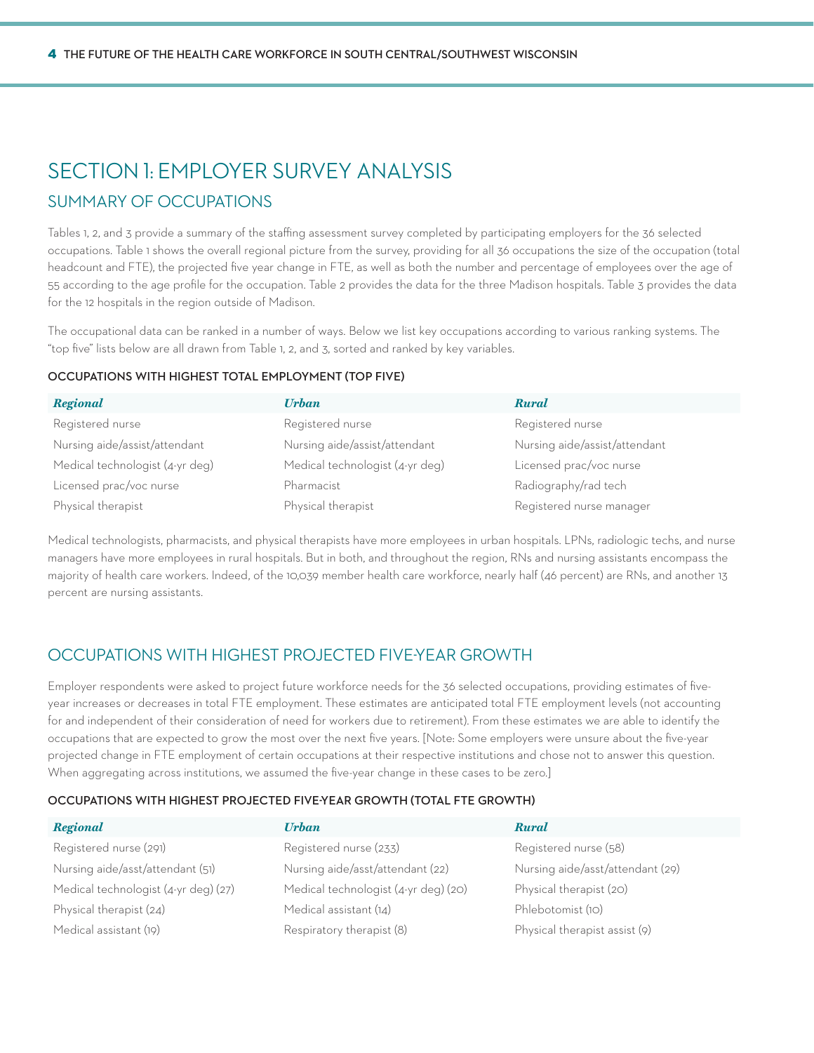# SECTION 1: EMPLOYER SURVEY ANALYSIS

## SUMMARY OF OCCUPATIONS

Tables 1, 2, and 3 provide a summary of the staffing assessment survey completed by participating employers for the 36 selected occupations. Table 1 shows the overall regional picture from the survey, providing for all 36 occupations the size of the occupation (total headcount and FTE), the projected five year change in FTE, as well as both the number and percentage of employees over the age of 55 according to the age profile for the occupation. Table 2 provides the data for the three Madison hospitals. Table 3 provides the data for the 12 hospitals in the region outside of Madison.

The occupational data can be ranked in a number of ways. Below we list key occupations according to various ranking systems. The "top five" lists below are all drawn from Table 1, 2, and 3, sorted and ranked by key variables.

### OCCUPATIONS WITH HIGHEST TOTAL EMPLOYMENT (TOP FIVE)

| *Regional* | *Urban* | *Rural* |
|---|---|---|
| Registered nurse | Registered nurse | Registered nurse |
| Nursing aide/assist/attendant | Nursing aide/assist/attendant | Nursing aide/assist/attendant |
| Medical technologist (4-yr deg) | Medical technologist (4-yr deg) | Licensed prac/voc nurse |
| Licensed prac/voc nurse | Pharmacist | Radiography/rad tech |
| Physical therapist | Physical therapist | Registered nurse manager |

Medical technologists, pharmacists, and physical therapists have more employees in urban hospitals. LPNs, radiologic techs, and nurse managers have more employees in rural hospitals. But in both, and throughout the region, RNs and nursing assistants encompass the majority of health care workers. Indeed, of the 10,039 member health care workforce, nearly half (46 percent) are RNs, and another 13 percent are nursing assistants.

## OCCUPATIONS WITH HIGHEST PROJECTED FIVE-YEAR GROWTH

Employer respondents were asked to project future workforce needs for the 36 selected occupations, providing estimates of five-year increases or decreases in total FTE employment. These estimates are anticipated total FTE employment levels (not accounting for and independent of their consideration of need for workers due to retirement). From these estimates we are able to identify the occupations that are expected to grow the most over the next five years. [Note: Some employers were unsure about the five-year projected change in FTE employment of certain occupations at their respective institutions and chose not to answer this question. When aggregating across institutions, we assumed the five-year change in these cases to be zero.]

### OCCUPATIONS WITH HIGHEST PROJECTED FIVE-YEAR GROWTH (TOTAL FTE GROWTH)

| *Regional* | *Urban* | *Rural* |
|---|---|---|
| Registered nurse (291) | Registered nurse (233) | Registered nurse (58) |
| Nursing aide/asst/attendant (51) | Nursing aide/asst/attendant (22) | Nursing aide/asst/attendant (29) |
| Medical technologist (4-yr deg) (27) | Medical technologist (4-yr deg) (20) | Physical therapist (20) |
| Physical therapist (24) | Medical assistant (14) | Phlebotomist (10) |
| Medical assistant (19) | Respiratory therapist (8) | Physical therapist assist (9) |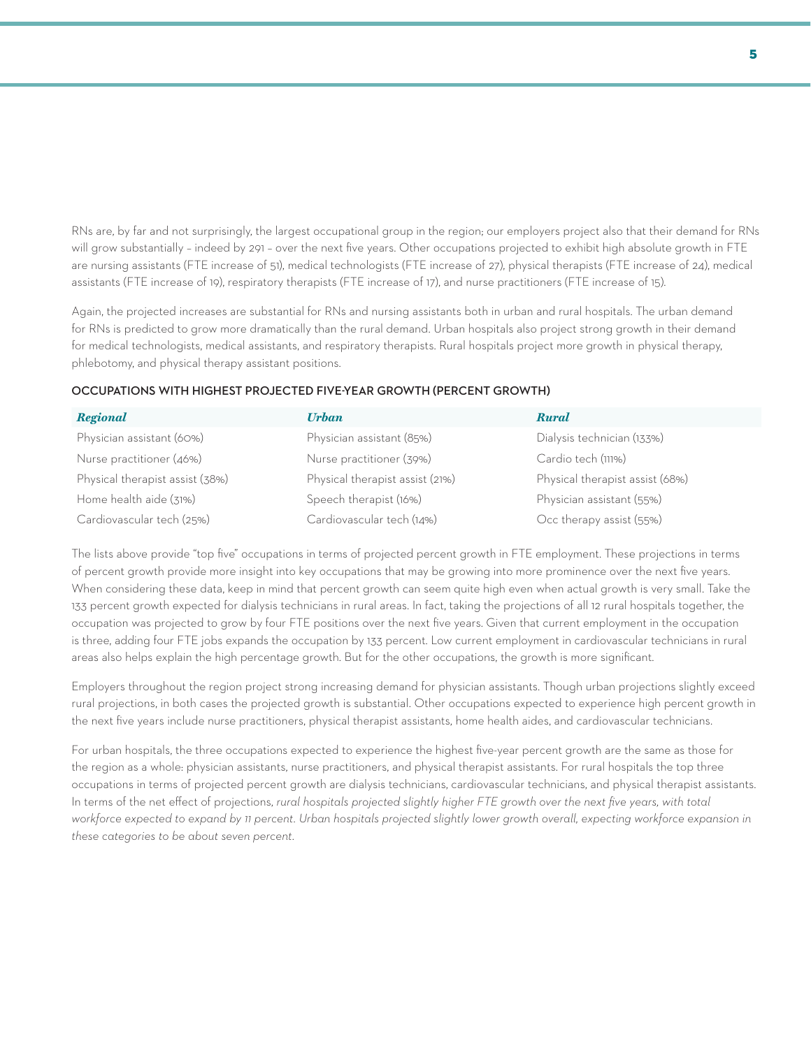RNs are, by far and not surprisingly, the largest occupational group in the region; our employers project also that their demand for RNs will grow substantially – indeed by 291 – over the next five years. Other occupations projected to exhibit high absolute growth in FTE are nursing assistants (FTE increase of 51), medical technologists (FTE increase of 27), physical therapists (FTE increase of 24), medical assistants (FTE increase of 19), respiratory therapists (FTE increase of 17), and nurse practitioners (FTE increase of 15).

Again, the projected increases are substantial for RNs and nursing assistants both in urban and rural hospitals. The urban demand for RNs is predicted to grow more dramatically than the rural demand. Urban hospitals also project strong growth in their demand for medical technologists, medical assistants, and respiratory therapists. Rural hospitals project more growth in physical therapy, phlebotomy, and physical therapy assistant positions.

#### OCCUPATIONS WITH HIGHEST PROJECTED FIVE-YEAR GROWTH (PERCENT GROWTH)

| ***Regional*** | ***Urban*** | ***Rural*** |
| --- | --- | --- |
| Physician assistant (60%) | Physician assistant (85%) | Dialysis technician (133%) |
| Nurse practitioner (46%) | Nurse practitioner (39%) | Cardio tech (111%) |
| Physical therapist assist (38%) | Physical therapist assist (21%) | Physical therapist assist (68%) |
| Home health aide (31%) | Speech therapist (16%) | Physician assistant (55%) |
| Cardiovascular tech (25%) | Cardiovascular tech (14%) | Occ therapy assist (55%) |

The lists above provide "top five" occupations in terms of projected percent growth in FTE employment. These projections in terms of percent growth provide more insight into key occupations that may be growing into more prominence over the next five years. When considering these data, keep in mind that percent growth can seem quite high even when actual growth is very small. Take the 133 percent growth expected for dialysis technicians in rural areas. In fact, taking the projections of all 12 rural hospitals together, the occupation was projected to grow by four FTE positions over the next five years. Given that current employment in the occupation is three, adding four FTE jobs expands the occupation by 133 percent. Low current employment in cardiovascular technicians in rural areas also helps explain the high percentage growth. But for the other occupations, the growth is more significant.

Employers throughout the region project strong increasing demand for physician assistants. Though urban projections slightly exceed rural projections, in both cases the projected growth is substantial. Other occupations expected to experience high percent growth in the next five years include nurse practitioners, physical therapist assistants, home health aides, and cardiovascular technicians.

For urban hospitals, the three occupations expected to experience the highest five-year percent growth are the same as those for the region as a whole: physician assistants, nurse practitioners, and physical therapist assistants. For rural hospitals the top three occupations in terms of projected percent growth are dialysis technicians, cardiovascular technicians, and physical therapist assistants. In terms of the net effect of projections, *rural hospitals projected slightly higher FTE growth over the next five years, with total workforce expected to expand by 11 percent. Urban hospitals projected slightly lower growth overall, expecting workforce expansion in these categories to be about seven percent.*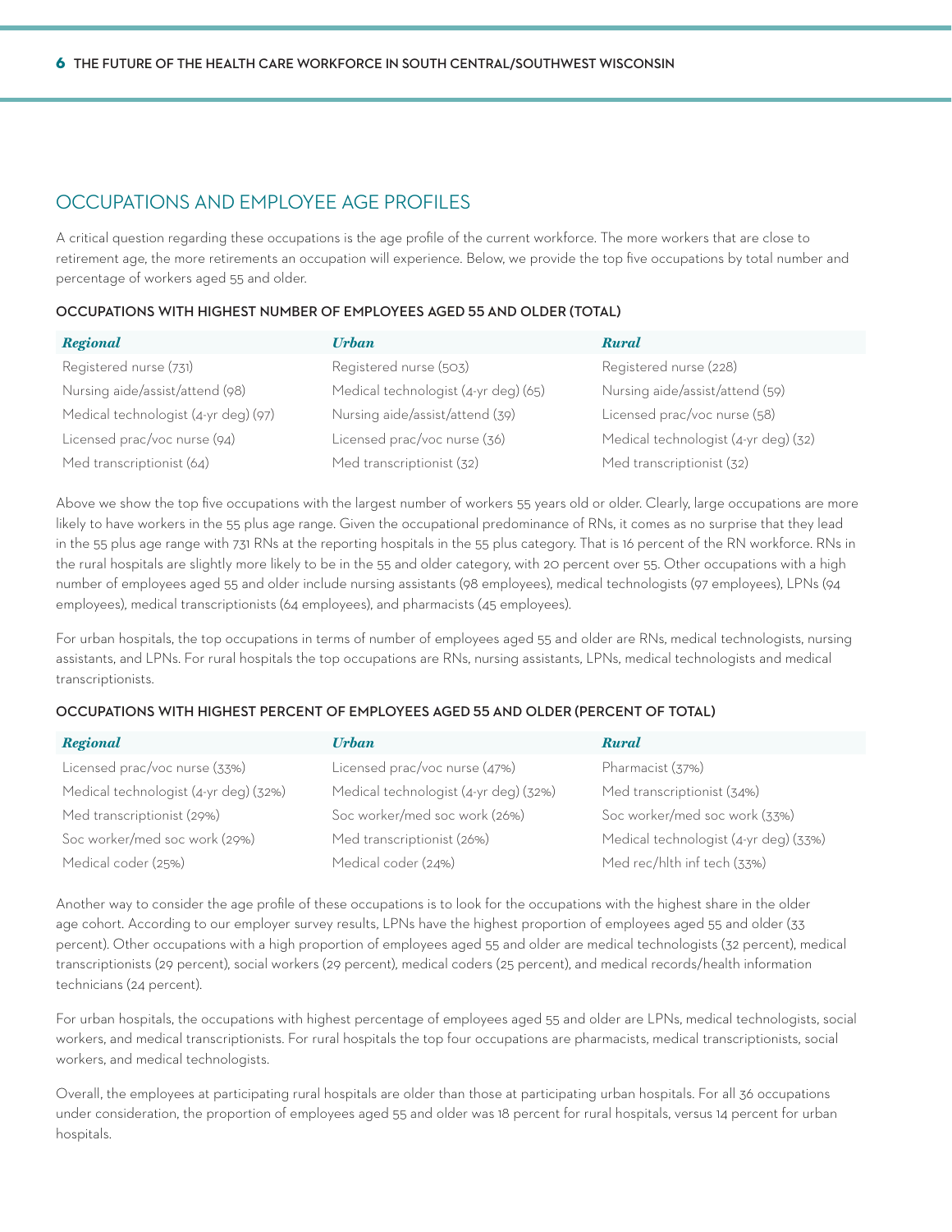## OCCUPATIONS AND EMPLOYEE AGE PROFILES

A critical question regarding these occupations is the age profile of the current workforce. The more workers that are close to retirement age, the more retirements an occupation will experience. Below, we provide the top five occupations by total number and percentage of workers aged 55 and older.

**OCCUPATIONS WITH HIGHEST NUMBER OF EMPLOYEES AGED 55 AND OLDER (TOTAL)**

| *Regional* | *Urban* | *Rural* |
|---|---|---|
| Registered nurse (731) | Registered nurse (503) | Registered nurse (228) |
| Nursing aide/assist/attend (98) | Medical technologist (4-yr deg) (65) | Nursing aide/assist/attend (59) |
| Medical technologist (4-yr deg) (97) | Nursing aide/assist/attend (39) | Licensed prac/voc nurse (58) |
| Licensed prac/voc nurse (94) | Licensed prac/voc nurse (36) | Medical technologist (4-yr deg) (32) |
| Med transcriptionist (64) | Med transcriptionist (32) | Med transcriptionist (32) |

Above we show the top five occupations with the largest number of workers 55 years old or older. Clearly, large occupations are more likely to have workers in the 55 plus age range. Given the occupational predominance of RNs, it comes as no surprise that they lead in the 55 plus age range with 731 RNs at the reporting hospitals in the 55 plus category. That is 16 percent of the RN workforce. RNs in the rural hospitals are slightly more likely to be in the 55 and older category, with 20 percent over 55. Other occupations with a high number of employees aged 55 and older include nursing assistants (98 employees), medical technologists (97 employees), LPNs (94 employees), medical transcriptionists (64 employees), and pharmacists (45 employees).

For urban hospitals, the top occupations in terms of number of employees aged 55 and older are RNs, medical technologists, nursing assistants, and LPNs. For rural hospitals the top occupations are RNs, nursing assistants, LPNs, medical technologists and medical transcriptionists.

**OCCUPATIONS WITH HIGHEST PERCENT OF EMPLOYEES AGED 55 AND OLDER (PERCENT OF TOTAL)**

| *Regional* | *Urban* | *Rural* |
|---|---|---|
| Licensed prac/voc nurse (33%) | Licensed prac/voc nurse (47%) | Pharmacist (37%) |
| Medical technologist (4-yr deg) (32%) | Medical technologist (4-yr deg) (32%) | Med transcriptionist (34%) |
| Med transcriptionist (29%) | Soc worker/med soc work (26%) | Soc worker/med soc work (33%) |
| Soc worker/med soc work (29%) | Med transcriptionist (26%) | Medical technologist (4-yr deg) (33%) |
| Medical coder (25%) | Medical coder (24%) | Med rec/hlth inf tech (33%) |

Another way to consider the age profile of these occupations is to look for the occupations with the highest share in the older age cohort. According to our employer survey results, LPNs have the highest proportion of employees aged 55 and older (33 percent). Other occupations with a high proportion of employees aged 55 and older are medical technologists (32 percent), medical transcriptionists (29 percent), social workers (29 percent), medical coders (25 percent), and medical records/health information technicians (24 percent).

For urban hospitals, the occupations with highest percentage of employees aged 55 and older are LPNs, medical technologists, social workers, and medical transcriptionists. For rural hospitals the top four occupations are pharmacists, medical transcriptionists, social workers, and medical technologists.

Overall, the employees at participating rural hospitals are older than those at participating urban hospitals. For all 36 occupations under consideration, the proportion of employees aged 55 and older was 18 percent for rural hospitals, versus 14 percent for urban hospitals.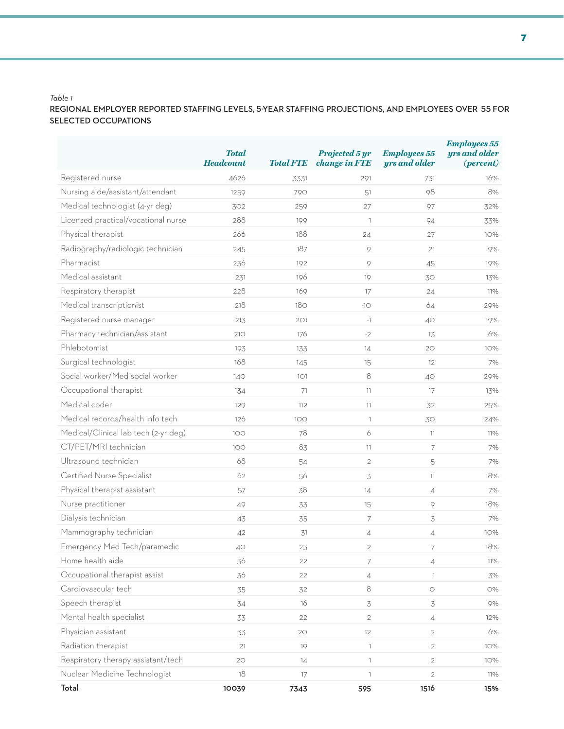*Table 1*

REGIONAL EMPLOYER REPORTED STAFFING LEVELS, 5-YEAR STAFFING PROJECTIONS, AND EMPLOYEES OVER 55 FOR SELECTED OCCUPATIONS

| | *Total Headcount* | *Total FTE* | *Projected 5 yr change in FTE* | *Employees 55 yrs and older* | *Employees 55 yrs and older (percent)* |
|---|---|---|---|---|---|
| Registered nurse | 4626 | 3331 | 291 | 731 | 16% |
| Nursing aide/assistant/attendant | 1259 | 790 | 51 | 98 | 8% |
| Medical technologist (4-yr deg) | 302 | 259 | 27 | 97 | 32% |
| Licensed practical/vocational nurse | 288 | 199 | 1 | 94 | 33% |
| Physical therapist | 266 | 188 | 24 | 27 | 10% |
| Radiography/radiologic technician | 245 | 187 | 9 | 21 | 9% |
| Pharmacist | 236 | 192 | 9 | 45 | 19% |
| Medical assistant | 231 | 196 | 19 | 30 | 13% |
| Respiratory therapist | 228 | 169 | 17 | 24 | 11% |
| Medical transcriptionist | 218 | 180 | -10 | 64 | 29% |
| Registered nurse manager | 213 | 201 | -1 | 40 | 19% |
| Pharmacy technician/assistant | 210 | 176 | -2 | 13 | 6% |
| Phlebotomist | 193 | 133 | 14 | 20 | 10% |
| Surgical technologist | 168 | 145 | 15 | 12 | 7% |
| Social worker/Med social worker | 140 | 101 | 8 | 40 | 29% |
| Occupational therapist | 134 | 71 | 11 | 17 | 13% |
| Medical coder | 129 | 112 | 11 | 32 | 25% |
| Medical records/health info tech | 126 | 100 | 1 | 30 | 24% |
| Medical/Clinical lab tech (2-yr deg) | 100 | 78 | 6 | 11 | 11% |
| CT/PET/MRI technician | 100 | 83 | 11 | 7 | 7% |
| Ultrasound technician | 68 | 54 | 2 | 5 | 7% |
| Certified Nurse Specialist | 62 | 56 | 3 | 11 | 18% |
| Physical therapist assistant | 57 | 38 | 14 | 4 | 7% |
| Nurse practitioner | 49 | 33 | 15 | 9 | 18% |
| Dialysis technician | 43 | 35 | 7 | 3 | 7% |
| Mammography technician | 42 | 31 | 4 | 4 | 10% |
| Emergency Med Tech/paramedic | 40 | 23 | 2 | 7 | 18% |
| Home health aide | 36 | 22 | 7 | 4 | 11% |
| Occupational therapist assist | 36 | 22 | 4 | 1 | 3% |
| Cardiovascular tech | 35 | 32 | 8 | 0 | 0% |
| Speech therapist | 34 | 16 | 3 | 3 | 9% |
| Mental health specialist | 33 | 22 | 2 | 4 | 12% |
| Physician assistant | 33 | 20 | 12 | 2 | 6% |
| Radiation therapist | 21 | 19 | 1 | 2 | 10% |
| Respiratory therapy assistant/tech | 20 | 14 | 1 | 2 | 10% |
| Nuclear Medicine Technologist | 18 | 17 | 1 | 2 | 11% |
| **Total** | **10039** | **7343** | **595** | **1516** | **15%** |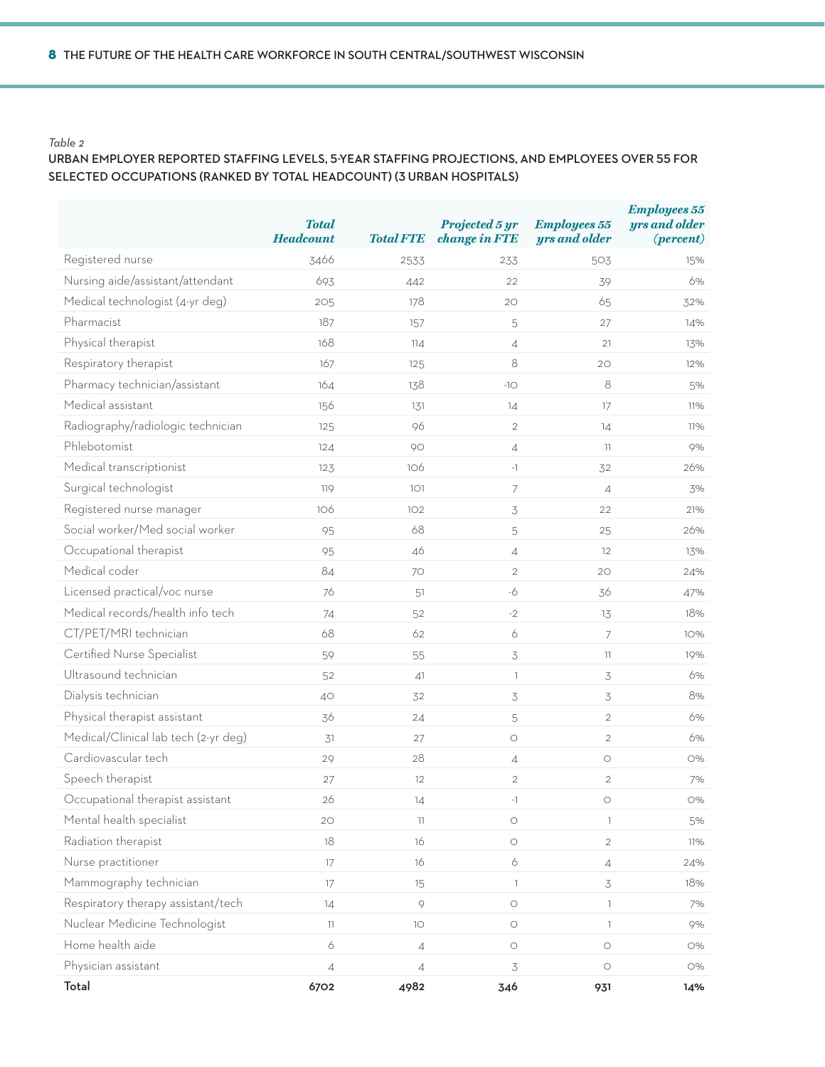*Table 2*

**URBAN EMPLOYER REPORTED STAFFING LEVELS, 5-YEAR STAFFING PROJECTIONS, AND EMPLOYEES OVER 55 FOR SELECTED OCCUPATIONS (RANKED BY TOTAL HEADCOUNT) (3 URBAN HOSPITALS)**

| | *Total Headcount* | *Total FTE* | *Projected 5 yr change in FTE* | *Employees 55 yrs and older* | *Employees 55 yrs and older (percent)* |
|---|---|---|---|---|---|
| Registered nurse | 3466 | 2533 | 233 | 503 | 15% |
| Nursing aide/assistant/attendant | 693 | 442 | 22 | 39 | 6% |
| Medical technologist (4-yr deg) | 205 | 178 | 20 | 65 | 32% |
| Pharmacist | 187 | 157 | 5 | 27 | 14% |
| Physical therapist | 168 | 114 | 4 | 21 | 13% |
| Respiratory therapist | 167 | 125 | 8 | 20 | 12% |
| Pharmacy technician/assistant | 164 | 138 | -10 | 8 | 5% |
| Medical assistant | 156 | 131 | 14 | 17 | 11% |
| Radiography/radiologic technician | 125 | 96 | 2 | 14 | 11% |
| Phlebotomist | 124 | 90 | 4 | 11 | 9% |
| Medical transcriptionist | 123 | 106 | -1 | 32 | 26% |
| Surgical technologist | 119 | 101 | 7 | 4 | 3% |
| Registered nurse manager | 106 | 102 | 3 | 22 | 21% |
| Social worker/Med social worker | 95 | 68 | 5 | 25 | 26% |
| Occupational therapist | 95 | 46 | 4 | 12 | 13% |
| Medical coder | 84 | 70 | 2 | 20 | 24% |
| Licensed practical/voc nurse | 76 | 51 | -6 | 36 | 47% |
| Medical records/health info tech | 74 | 52 | -2 | 13 | 18% |
| CT/PET/MRI technician | 68 | 62 | 6 | 7 | 10% |
| Certified Nurse Specialist | 59 | 55 | 3 | 11 | 19% |
| Ultrasound technician | 52 | 41 | 1 | 3 | 6% |
| Dialysis technician | 40 | 32 | 3 | 3 | 8% |
| Physical therapist assistant | 36 | 24 | 5 | 2 | 6% |
| Medical/Clinical lab tech (2-yr deg) | 31 | 27 | 0 | 2 | 6% |
| Cardiovascular tech | 29 | 28 | 4 | 0 | 0% |
| Speech therapist | 27 | 12 | 2 | 2 | 7% |
| Occupational therapist assistant | 26 | 14 | -1 | 0 | 0% |
| Mental health specialist | 20 | 11 | 0 | 1 | 5% |
| Radiation therapist | 18 | 16 | 0 | 2 | 11% |
| Nurse practitioner | 17 | 16 | 6 | 4 | 24% |
| Mammography technician | 17 | 15 | 1 | 3 | 18% |
| Respiratory therapy assistant/tech | 14 | 9 | 0 | 1 | 7% |
| Nuclear Medicine Technologist | 11 | 10 | 0 | 1 | 9% |
| Home health aide | 6 | 4 | 0 | 0 | 0% |
| Physician assistant | 4 | 4 | 3 | 0 | 0% |
| **Total** | **6702** | **4982** | **346** | **931** | **14%** |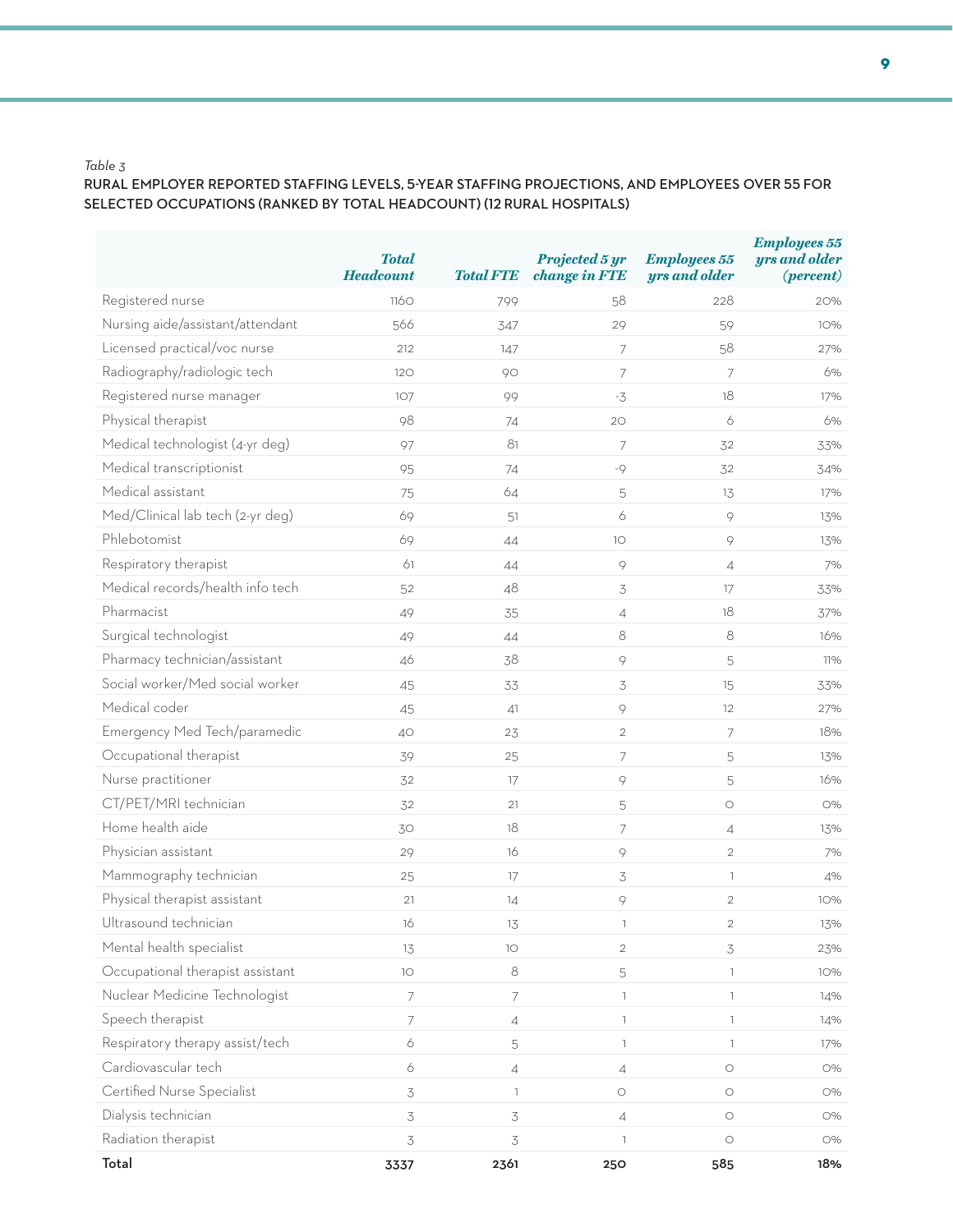*Table 3*

**RURAL EMPLOYER REPORTED STAFFING LEVELS, 5-YEAR STAFFING PROJECTIONS, AND EMPLOYEES OVER 55 FOR SELECTED OCCUPATIONS (RANKED BY TOTAL HEADCOUNT) (12 RURAL HOSPITALS)**

| | *Total Headcount* | *Total FTE* | *Projected 5 yr change in FTE* | *Employees 55 yrs and older* | *Employees 55 yrs and older (percent)* |
|---|---|---|---|---|---|
| Registered nurse | 1160 | 799 | 58 | 228 | 20% |
| Nursing aide/assistant/attendant | 566 | 347 | 29 | 59 | 10% |
| Licensed practical/voc nurse | 212 | 147 | 7 | 58 | 27% |
| Radiography/radiologic tech | 120 | 90 | 7 | 7 | 6% |
| Registered nurse manager | 107 | 99 | -3 | 18 | 17% |
| Physical therapist | 98 | 74 | 20 | 6 | 6% |
| Medical technologist (4-yr deg) | 97 | 81 | 7 | 32 | 33% |
| Medical transcriptionist | 95 | 74 | -9 | 32 | 34% |
| Medical assistant | 75 | 64 | 5 | 13 | 17% |
| Med/Clinical lab tech (2-yr deg) | 69 | 51 | 6 | 9 | 13% |
| Phlebotomist | 69 | 44 | 10 | 9 | 13% |
| Respiratory therapist | 61 | 44 | 9 | 4 | 7% |
| Medical records/health info tech | 52 | 48 | 3 | 17 | 33% |
| Pharmacist | 49 | 35 | 4 | 18 | 37% |
| Surgical technologist | 49 | 44 | 8 | 8 | 16% |
| Pharmacy technician/assistant | 46 | 38 | 9 | 5 | 11% |
| Social worker/Med social worker | 45 | 33 | 3 | 15 | 33% |
| Medical coder | 45 | 41 | 9 | 12 | 27% |
| Emergency Med Tech/paramedic | 40 | 23 | 2 | 7 | 18% |
| Occupational therapist | 39 | 25 | 7 | 5 | 13% |
| Nurse practitioner | 32 | 17 | 9 | 5 | 16% |
| CT/PET/MRI technician | 32 | 21 | 5 | 0 | 0% |
| Home health aide | 30 | 18 | 7 | 4 | 13% |
| Physician assistant | 29 | 16 | 9 | 2 | 7% |
| Mammography technician | 25 | 17 | 3 | 1 | 4% |
| Physical therapist assistant | 21 | 14 | 9 | 2 | 10% |
| Ultrasound technician | 16 | 13 | 1 | 2 | 13% |
| Mental health specialist | 13 | 10 | 2 | 3 | 23% |
| Occupational therapist assistant | 10 | 8 | 5 | 1 | 10% |
| Nuclear Medicine Technologist | 7 | 7 | 1 | 1 | 14% |
| Speech therapist | 7 | 4 | 1 | 1 | 14% |
| Respiratory therapy assist/tech | 6 | 5 | 1 | 1 | 17% |
| Cardiovascular tech | 6 | 4 | 4 | 0 | 0% |
| Certified Nurse Specialist | 3 | 1 | 0 | 0 | 0% |
| Dialysis technician | 3 | 3 | 4 | 0 | 0% |
| Radiation therapist | 3 | 3 | 1 | 0 | 0% |
| **Total** | **3337** | **2361** | **250** | **585** | **18%** |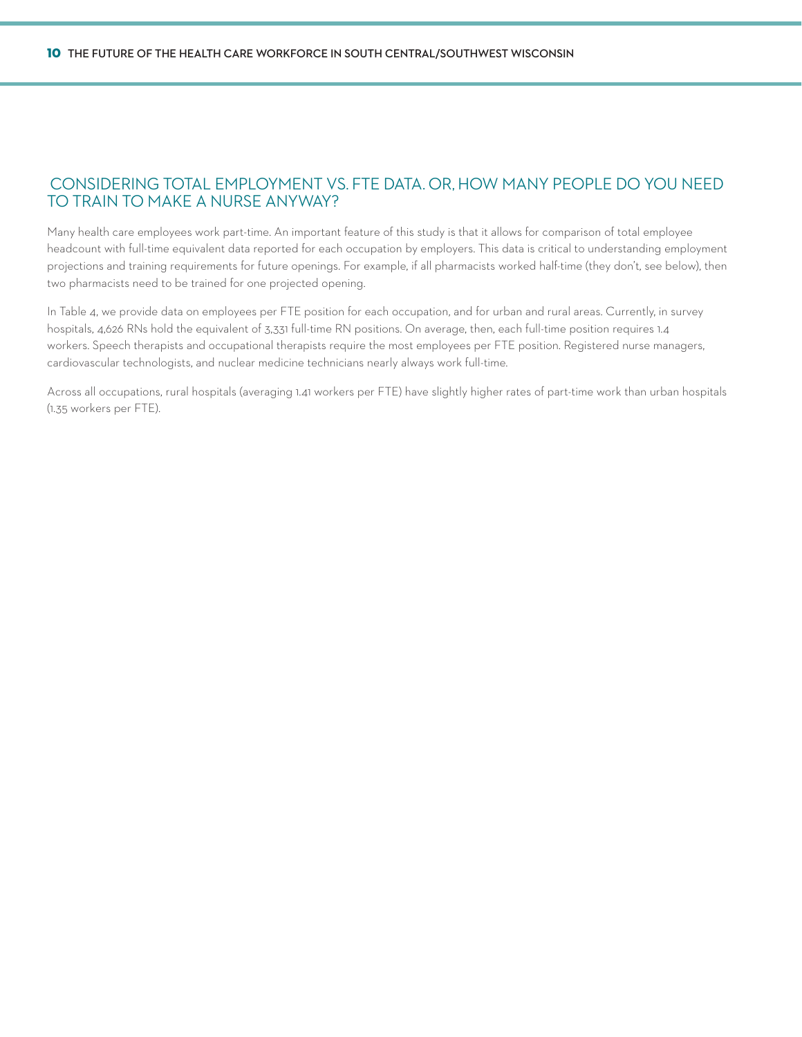## CONSIDERING TOTAL EMPLOYMENT VS. FTE DATA. OR, HOW MANY PEOPLE DO YOU NEED TO TRAIN TO MAKE A NURSE ANYWAY?

Many health care employees work part-time. An important feature of this study is that it allows for comparison of total employee headcount with full-time equivalent data reported for each occupation by employers. This data is critical to understanding employment projections and training requirements for future openings. For example, if all pharmacists worked half-time (they don't, see below), then two pharmacists need to be trained for one projected opening.

In Table 4, we provide data on employees per FTE position for each occupation, and for urban and rural areas. Currently, in survey hospitals, 4,626 RNs hold the equivalent of 3,331 full-time RN positions. On average, then, each full-time position requires 1.4 workers. Speech therapists and occupational therapists require the most employees per FTE position. Registered nurse managers, cardiovascular technologists, and nuclear medicine technicians nearly always work full-time.

Across all occupations, rural hospitals (averaging 1.41 workers per FTE) have slightly higher rates of part-time work than urban hospitals (1.35 workers per FTE).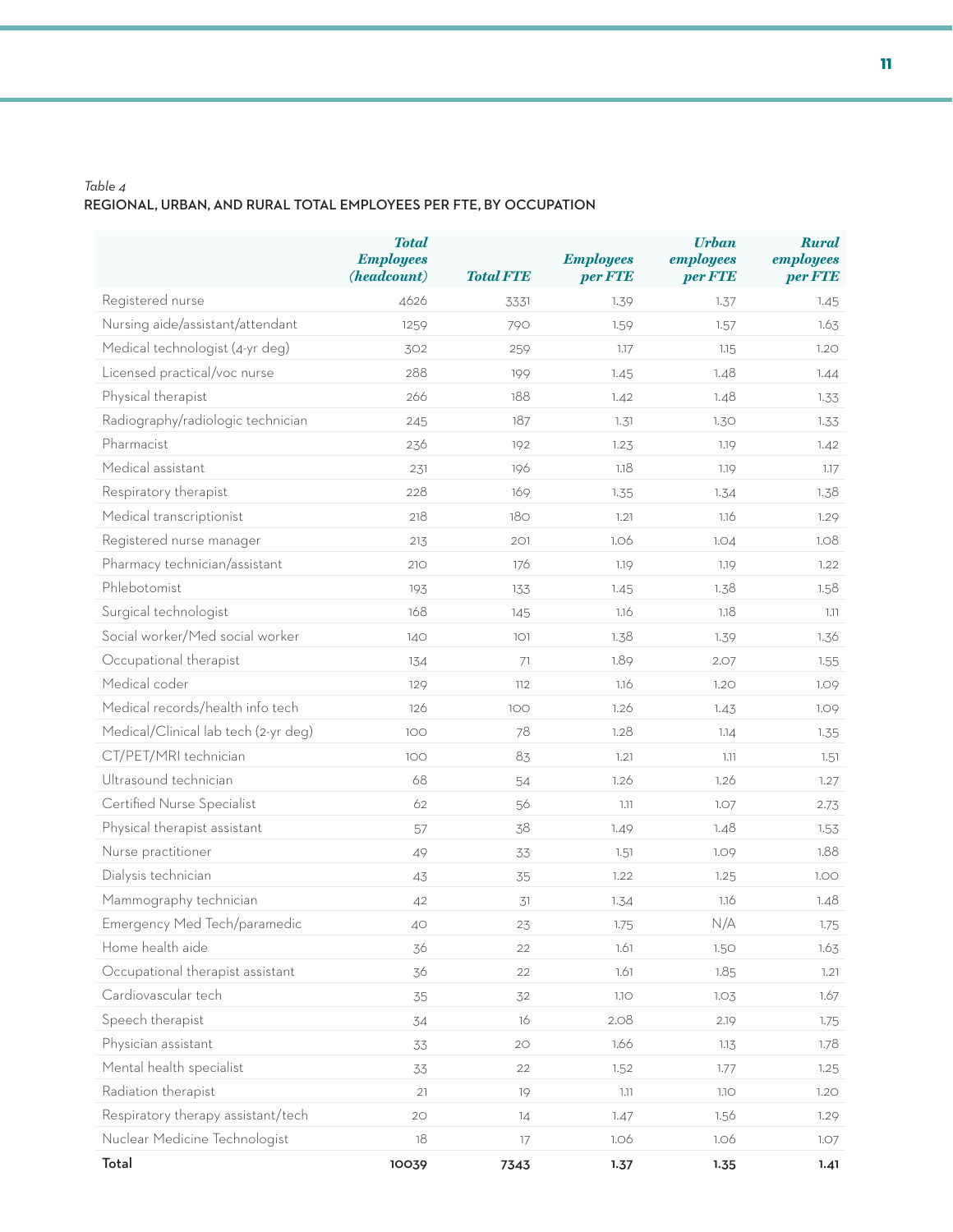*Table 4*

**REGIONAL, URBAN, AND RURAL TOTAL EMPLOYEES PER FTE, BY OCCUPATION**

| | *Total Employees (headcount)* | *Total FTE* | *Employees per FTE* | *Urban employees per FTE* | *Rural employees per FTE* |
|---|---|---|---|---|---|
| Registered nurse | 4626 | 3331 | 1.39 | 1.37 | 1.45 |
| Nursing aide/assistant/attendant | 1259 | 790 | 1.59 | 1.57 | 1.63 |
| Medical technologist (4-yr deg) | 302 | 259 | 1.17 | 1.15 | 1.20 |
| Licensed practical/voc nurse | 288 | 199 | 1.45 | 1.48 | 1.44 |
| Physical therapist | 266 | 188 | 1.42 | 1.48 | 1.33 |
| Radiography/radiologic technician | 245 | 187 | 1.31 | 1.30 | 1.33 |
| Pharmacist | 236 | 192 | 1.23 | 1.19 | 1.42 |
| Medical assistant | 231 | 196 | 1.18 | 1.19 | 1.17 |
| Respiratory therapist | 228 | 169 | 1.35 | 1.34 | 1.38 |
| Medical transcriptionist | 218 | 180 | 1.21 | 1.16 | 1.29 |
| Registered nurse manager | 213 | 201 | 1.06 | 1.04 | 1.08 |
| Pharmacy technician/assistant | 210 | 176 | 1.19 | 1.19 | 1.22 |
| Phlebotomist | 193 | 133 | 1.45 | 1.38 | 1.58 |
| Surgical technologist | 168 | 145 | 1.16 | 1.18 | 1.11 |
| Social worker/Med social worker | 140 | 101 | 1.38 | 1.39 | 1.36 |
| Occupational therapist | 134 | 71 | 1.89 | 2.07 | 1.55 |
| Medical coder | 129 | 112 | 1.16 | 1.20 | 1.09 |
| Medical records/health info tech | 126 | 100 | 1.26 | 1.43 | 1.09 |
| Medical/Clinical lab tech (2-yr deg) | 100 | 78 | 1.28 | 1.14 | 1.35 |
| CT/PET/MRI technician | 100 | 83 | 1.21 | 1.11 | 1.51 |
| Ultrasound technician | 68 | 54 | 1.26 | 1.26 | 1.27 |
| Certified Nurse Specialist | 62 | 56 | 1.11 | 1.07 | 2.73 |
| Physical therapist assistant | 57 | 38 | 1.49 | 1.48 | 1.53 |
| Nurse practitioner | 49 | 33 | 1.51 | 1.09 | 1.88 |
| Dialysis technician | 43 | 35 | 1.22 | 1.25 | 1.00 |
| Mammography technician | 42 | 31 | 1.34 | 1.16 | 1.48 |
| Emergency Med Tech/paramedic | 40 | 23 | 1.75 | N/A | 1.75 |
| Home health aide | 36 | 22 | 1.61 | 1.50 | 1.63 |
| Occupational therapist assistant | 36 | 22 | 1.61 | 1.85 | 1.21 |
| Cardiovascular tech | 35 | 32 | 1.10 | 1.03 | 1.67 |
| Speech therapist | 34 | 16 | 2.08 | 2.19 | 1.75 |
| Physician assistant | 33 | 20 | 1.66 | 1.13 | 1.78 |
| Mental health specialist | 33 | 22 | 1.52 | 1.77 | 1.25 |
| Radiation therapist | 21 | 19 | 1.11 | 1.10 | 1.20 |
| Respiratory therapy assistant/tech | 20 | 14 | 1.47 | 1.56 | 1.29 |
| Nuclear Medicine Technologist | 18 | 17 | 1.06 | 1.06 | 1.07 |
| **Total** | **10039** | **7343** | **1.37** | **1.35** | **1.41** |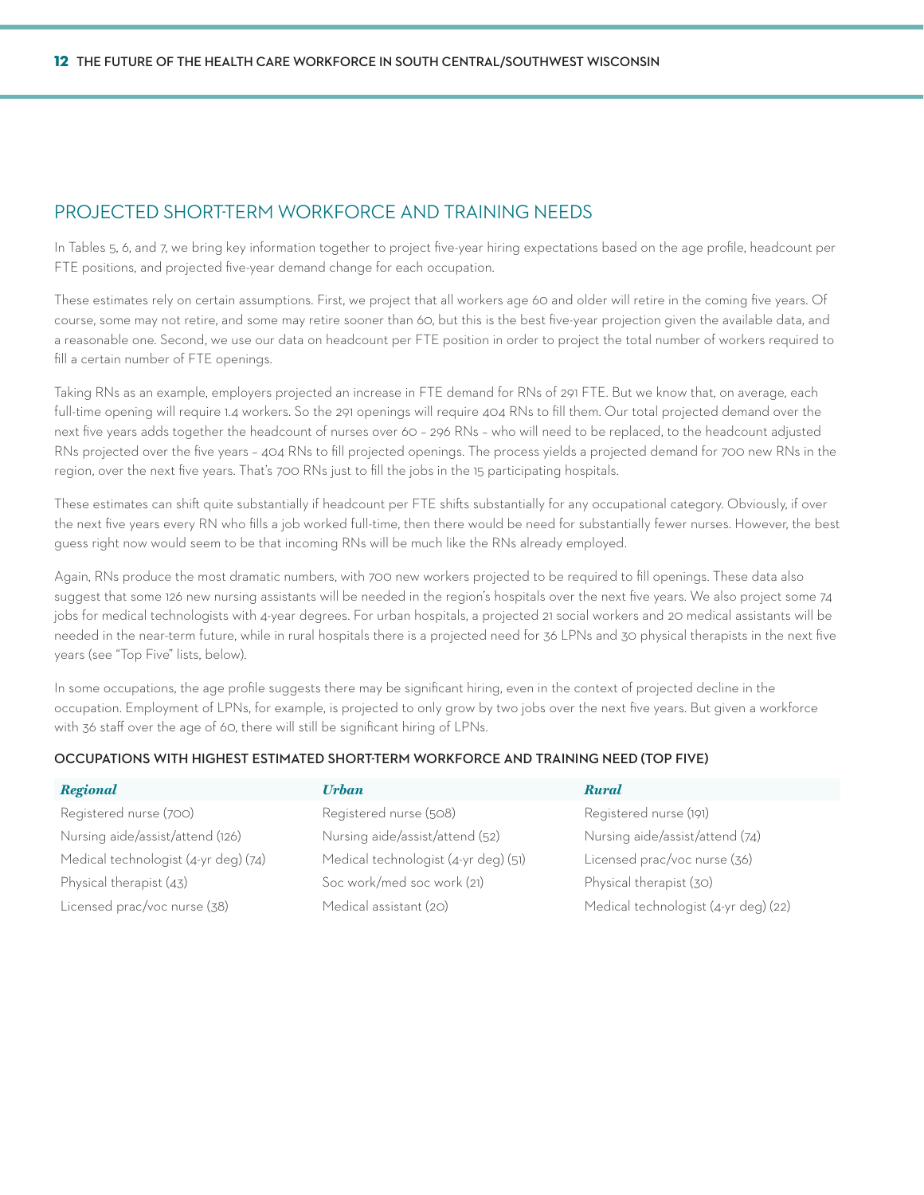## PROJECTED SHORT-TERM WORKFORCE AND TRAINING NEEDS

In Tables 5, 6, and 7, we bring key information together to project five-year hiring expectations based on the age profile, headcount per FTE positions, and projected five-year demand change for each occupation.

These estimates rely on certain assumptions. First, we project that all workers age 60 and older will retire in the coming five years. Of course, some may not retire, and some may retire sooner than 60, but this is the best five-year projection given the available data, and a reasonable one. Second, we use our data on headcount per FTE position in order to project the total number of workers required to fill a certain number of FTE openings.

Taking RNs as an example, employers projected an increase in FTE demand for RNs of 291 FTE. But we know that, on average, each full-time opening will require 1.4 workers. So the 291 openings will require 404 RNs to fill them. Our total projected demand over the next five years adds together the headcount of nurses over 60 – 296 RNs – who will need to be replaced, to the headcount adjusted RNs projected over the five years – 404 RNs to fill projected openings. The process yields a projected demand for 700 new RNs in the region, over the next five years. That's 700 RNs just to fill the jobs in the 15 participating hospitals.

These estimates can shift quite substantially if headcount per FTE shifts substantially for any occupational category. Obviously, if over the next five years every RN who fills a job worked full-time, then there would be need for substantially fewer nurses. However, the best guess right now would seem to be that incoming RNs will be much like the RNs already employed.

Again, RNs produce the most dramatic numbers, with 700 new workers projected to be required to fill openings. These data also suggest that some 126 new nursing assistants will be needed in the region's hospitals over the next five years. We also project some 74 jobs for medical technologists with 4-year degrees. For urban hospitals, a projected 21 social workers and 20 medical assistants will be needed in the near-term future, while in rural hospitals there is a projected need for 36 LPNs and 30 physical therapists in the next five years (see "Top Five" lists, below).

In some occupations, the age profile suggests there may be significant hiring, even in the context of projected decline in the occupation. Employment of LPNs, for example, is projected to only grow by two jobs over the next five years. But given a workforce with 36 staff over the age of 60, there will still be significant hiring of LPNs.

### OCCUPATIONS WITH HIGHEST ESTIMATED SHORT-TERM WORKFORCE AND TRAINING NEED (TOP FIVE)

| *Regional* | *Urban* | *Rural* |
|---|---|---|
| Registered nurse (700) | Registered nurse (508) | Registered nurse (191) |
| Nursing aide/assist/attend (126) | Nursing aide/assist/attend (52) | Nursing aide/assist/attend (74) |
| Medical technologist (4-yr deg) (74) | Medical technologist (4-yr deg) (51) | Licensed prac/voc nurse (36) |
| Physical therapist (43) | Soc work/med soc work (21) | Physical therapist (30) |
| Licensed prac/voc nurse (38) | Medical assistant (20) | Medical technologist (4-yr deg) (22) |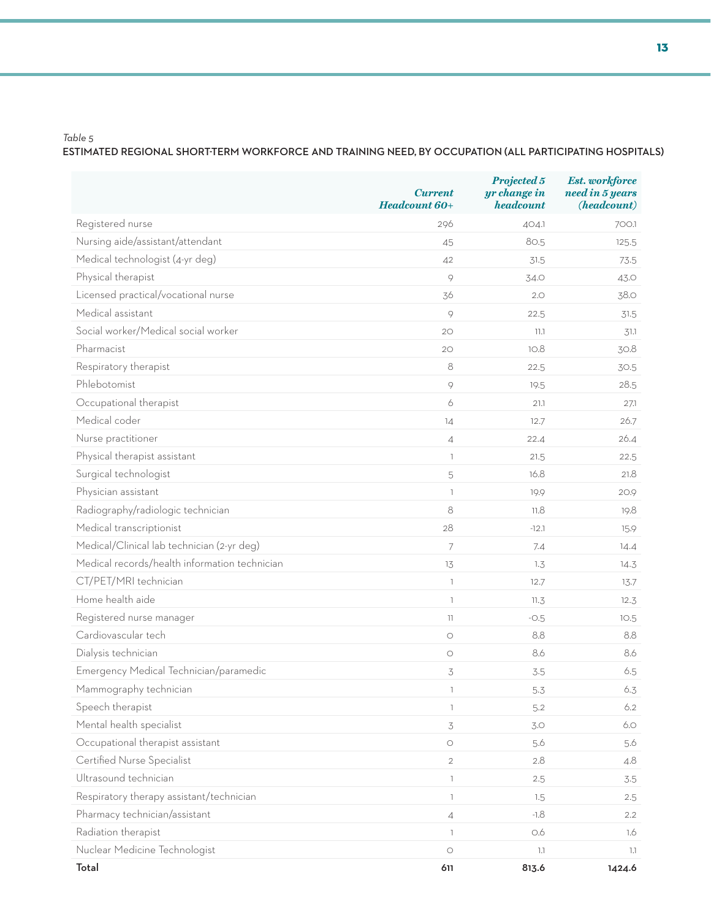*Table 5*

**ESTIMATED REGIONAL SHORT-TERM WORKFORCE AND TRAINING NEED, BY OCCUPATION (ALL PARTICIPATING HOSPITALS)**

| | *Current Headcount 60+* | *Projected 5 yr change in headcount* | *Est. workforce need in 5 years (headcount)* |
|---|---|---|---|
| Registered nurse | 296 | 404.1 | 700.1 |
| Nursing aide/assistant/attendant | 45 | 80.5 | 125.5 |
| Medical technologist (4-yr deg) | 42 | 31.5 | 73.5 |
| Physical therapist | 9 | 34.0 | 43.0 |
| Licensed practical/vocational nurse | 36 | 2.0 | 38.0 |
| Medical assistant | 9 | 22.5 | 31.5 |
| Social worker/Medical social worker | 20 | 11.1 | 31.1 |
| Pharmacist | 20 | 10.8 | 30.8 |
| Respiratory therapist | 8 | 22.5 | 30.5 |
| Phlebotomist | 9 | 19.5 | 28.5 |
| Occupational therapist | 6 | 21.1 | 27.1 |
| Medical coder | 14 | 12.7 | 26.7 |
| Nurse practitioner | 4 | 22.4 | 26.4 |
| Physical therapist assistant | 1 | 21.5 | 22.5 |
| Surgical technologist | 5 | 16.8 | 21.8 |
| Physician assistant | 1 | 19.9 | 20.9 |
| Radiography/radiologic technician | 8 | 11.8 | 19.8 |
| Medical transcriptionist | 28 | -12.1 | 15.9 |
| Medical/Clinical lab technician (2-yr deg) | 7 | 7.4 | 14.4 |
| Medical records/health information technician | 13 | 1.3 | 14.3 |
| CT/PET/MRI technician | 1 | 12.7 | 13.7 |
| Home health aide | 1 | 11.3 | 12.3 |
| Registered nurse manager | 11 | -0.5 | 10.5 |
| Cardiovascular tech | 0 | 8.8 | 8.8 |
| Dialysis technician | 0 | 8.6 | 8.6 |
| Emergency Medical Technician/paramedic | 3 | 3.5 | 6.5 |
| Mammography technician | 1 | 5.3 | 6.3 |
| Speech therapist | 1 | 5.2 | 6.2 |
| Mental health specialist | 3 | 3.0 | 6.0 |
| Occupational therapist assistant | 0 | 5.6 | 5.6 |
| Certified Nurse Specialist | 2 | 2.8 | 4.8 |
| Ultrasound technician | 1 | 2.5 | 3.5 |
| Respiratory therapy assistant/technician | 1 | 1.5 | 2.5 |
| Pharmacy technician/assistant | 4 | -1.8 | 2.2 |
| Radiation therapist | 1 | 0.6 | 1.6 |
| Nuclear Medicine Technologist | 0 | 1.1 | 1.1 |
| **Total** | **611** | **813.6** | **1424.6** |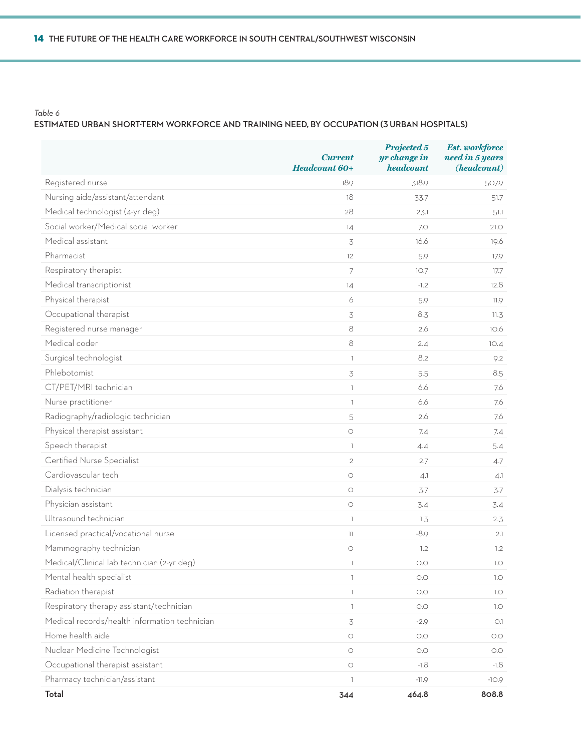*Table 6*

**ESTIMATED URBAN SHORT-TERM WORKFORCE AND TRAINING NEED, BY OCCUPATION (3 URBAN HOSPITALS)**

| | *Current Headcount 60+* | *Projected 5 yr change in headcount* | *Est. workforce need in 5 years (headcount)* |
|---|---|---|---|
| Registered nurse | 189 | 318.9 | 507.9 |
| Nursing aide/assistant/attendant | 18 | 33.7 | 51.7 |
| Medical technologist (4-yr deg) | 28 | 23.1 | 51.1 |
| Social worker/Medical social worker | 14 | 7.0 | 21.0 |
| Medical assistant | 3 | 16.6 | 19.6 |
| Pharmacist | 12 | 5.9 | 17.9 |
| Respiratory therapist | 7 | 10.7 | 17.7 |
| Medical transcriptionist | 14 | -1.2 | 12.8 |
| Physical therapist | 6 | 5.9 | 11.9 |
| Occupational therapist | 3 | 8.3 | 11.3 |
| Registered nurse manager | 8 | 2.6 | 10.6 |
| Medical coder | 8 | 2.4 | 10.4 |
| Surgical technologist | 1 | 8.2 | 9.2 |
| Phlebotomist | 3 | 5.5 | 8.5 |
| CT/PET/MRI technician | 1 | 6.6 | 7.6 |
| Nurse practitioner | 1 | 6.6 | 7.6 |
| Radiography/radiologic technician | 5 | 2.6 | 7.6 |
| Physical therapist assistant | 0 | 7.4 | 7.4 |
| Speech therapist | 1 | 4.4 | 5.4 |
| Certified Nurse Specialist | 2 | 2.7 | 4.7 |
| Cardiovascular tech | 0 | 4.1 | 4.1 |
| Dialysis technician | 0 | 3.7 | 3.7 |
| Physician assistant | 0 | 3.4 | 3.4 |
| Ultrasound technician | 1 | 1.3 | 2.3 |
| Licensed practical/vocational nurse | 11 | -8.9 | 2.1 |
| Mammography technician | 0 | 1.2 | 1.2 |
| Medical/Clinical lab technician (2-yr deg) | 1 | 0.0 | 1.0 |
| Mental health specialist | 1 | 0.0 | 1.0 |
| Radiation therapist | 1 | 0.0 | 1.0 |
| Respiratory therapy assistant/technician | 1 | 0.0 | 1.0 |
| Medical records/health information technician | 3 | -2.9 | 0.1 |
| Home health aide | 0 | 0.0 | 0.0 |
| Nuclear Medicine Technologist | 0 | 0.0 | 0.0 |
| Occupational therapist assistant | 0 | -1.8 | -1.8 |
| Pharmacy technician/assistant | 1 | -11.9 | -10.9 |
| **Total** | **344** | **464.8** | **808.8** |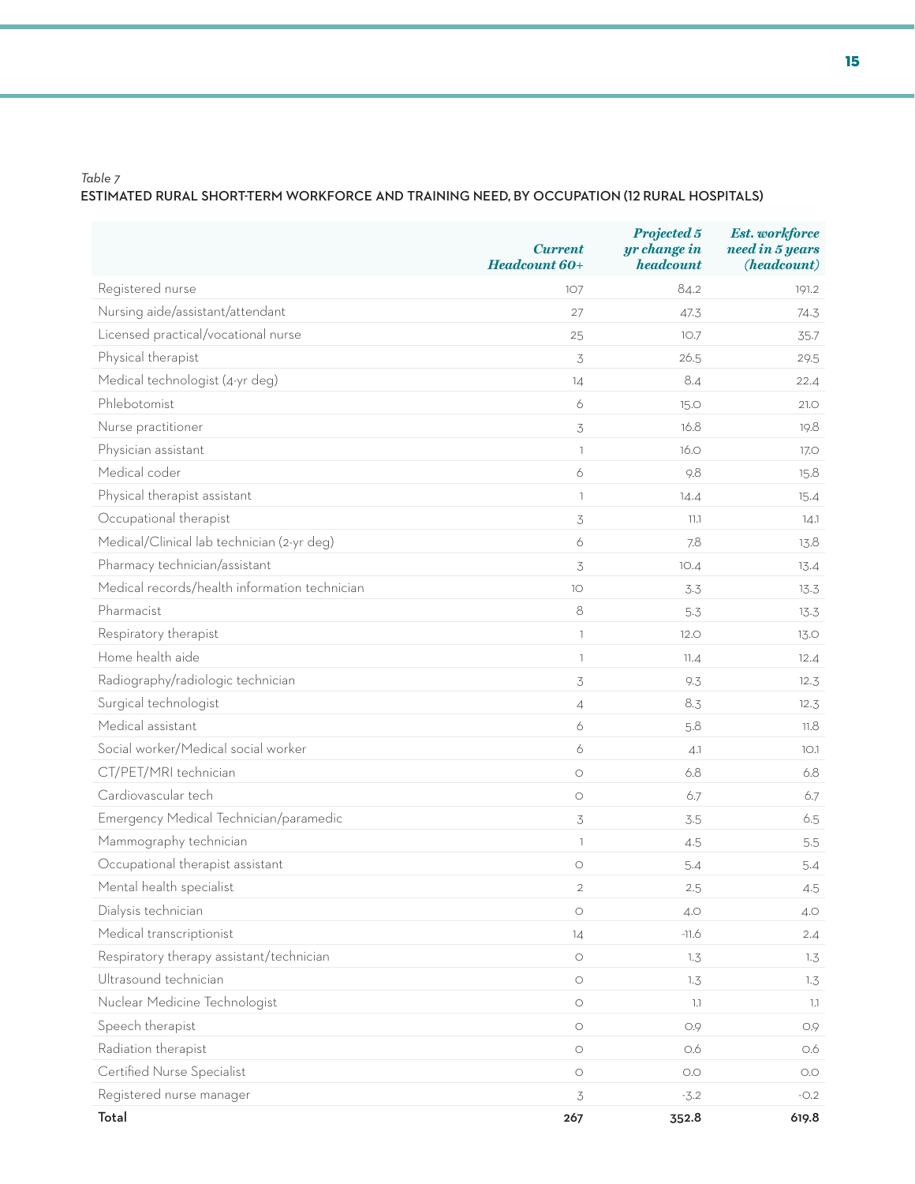*Table 7*

**ESTIMATED RURAL SHORT-TERM WORKFORCE AND TRAINING NEED, BY OCCUPATION (12 RURAL HOSPITALS)**

| | *Current Headcount 60+* | *Projected 5 yr change in headcount* | *Est. workforce need in 5 years (headcount)* |
|---|---|---|---|
| Registered nurse | 107 | 84.2 | 191.2 |
| Nursing aide/assistant/attendant | 27 | 47.3 | 74.3 |
| Licensed practical/vocational nurse | 25 | 10.7 | 35.7 |
| Physical therapist | 3 | 26.5 | 29.5 |
| Medical technologist (4-yr deg) | 14 | 8.4 | 22.4 |
| Phlebotomist | 6 | 15.0 | 21.0 |
| Nurse practitioner | 3 | 16.8 | 19.8 |
| Physician assistant | 1 | 16.0 | 17.0 |
| Medical coder | 6 | 9.8 | 15.8 |
| Physical therapist assistant | 1 | 14.4 | 15.4 |
| Occupational therapist | 3 | 11.1 | 14.1 |
| Medical/Clinical lab technician (2-yr deg) | 6 | 7.8 | 13.8 |
| Pharmacy technician/assistant | 3 | 10.4 | 13.4 |
| Medical records/health information technician | 10 | 3.3 | 13.3 |
| Pharmacist | 8 | 5.3 | 13.3 |
| Respiratory therapist | 1 | 12.0 | 13.0 |
| Home health aide | 1 | 11.4 | 12.4 |
| Radiography/radiologic technician | 3 | 9.3 | 12.3 |
| Surgical technologist | 4 | 8.3 | 12.3 |
| Medical assistant | 6 | 5.8 | 11.8 |
| Social worker/Medical social worker | 6 | 4.1 | 10.1 |
| CT/PET/MRI technician | 0 | 6.8 | 6.8 |
| Cardiovascular tech | 0 | 6.7 | 6.7 |
| Emergency Medical Technician/paramedic | 3 | 3.5 | 6.5 |
| Mammography technician | 1 | 4.5 | 5.5 |
| Occupational therapist assistant | 0 | 5.4 | 5.4 |
| Mental health specialist | 2 | 2.5 | 4.5 |
| Dialysis technician | 0 | 4.0 | 4.0 |
| Medical transcriptionist | 14 | -11.6 | 2.4 |
| Respiratory therapy assistant/technician | 0 | 1.3 | 1.3 |
| Ultrasound technician | 0 | 1.3 | 1.3 |
| Nuclear Medicine Technologist | 0 | 1.1 | 1.1 |
| Speech therapist | 0 | 0.9 | 0.9 |
| Radiation therapist | 0 | 0.6 | 0.6 |
| Certified Nurse Specialist | 0 | 0.0 | 0.0 |
| Registered nurse manager | 3 | -3.2 | -0.2 |
| **Total** | **267** | **352.8** | **619.8** |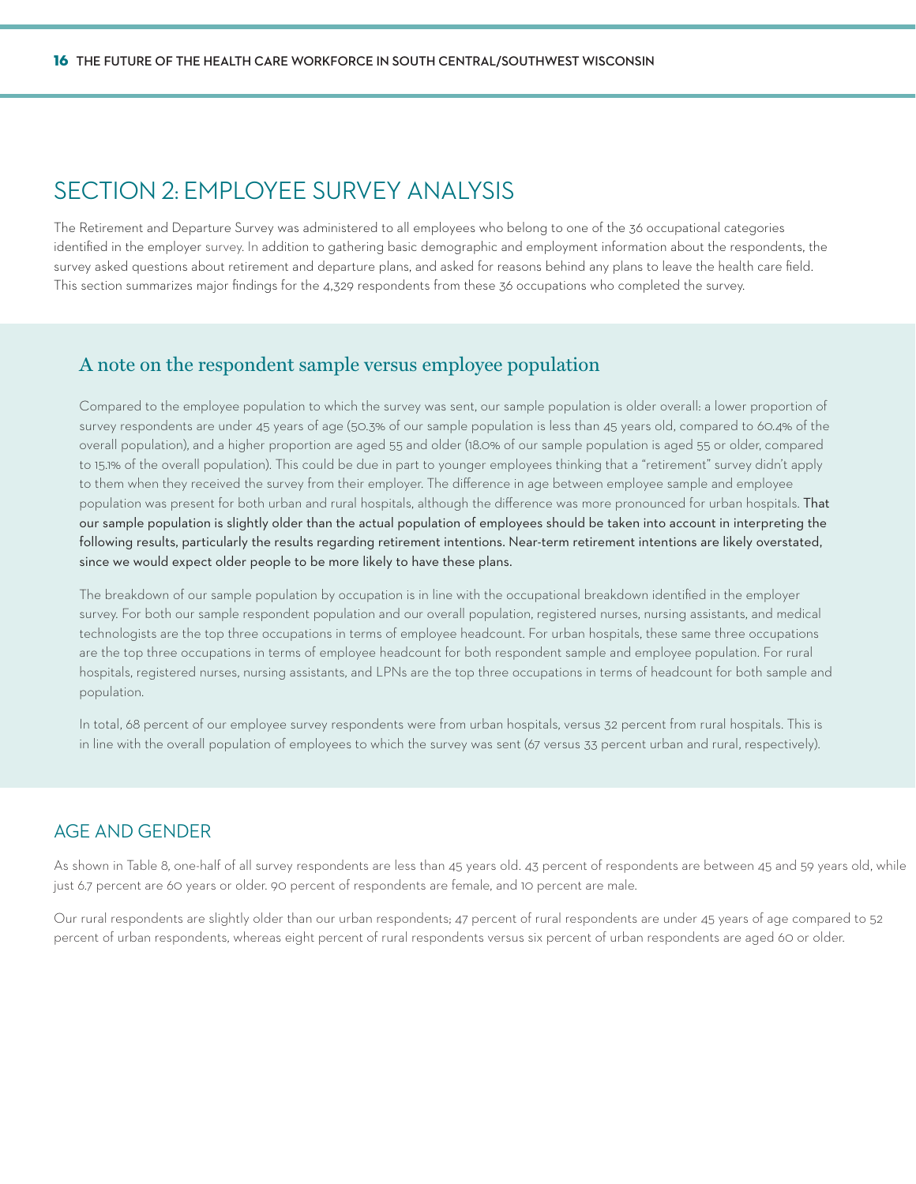# SECTION 2: EMPLOYEE SURVEY ANALYSIS

The Retirement and Departure Survey was administered to all employees who belong to one of the 36 occupational categories identified in the employer survey. In addition to gathering basic demographic and employment information about the respondents, the survey asked questions about retirement and departure plans, and asked for reasons behind any plans to leave the health care field. This section summarizes major findings for the 4,329 respondents from these 36 occupations who completed the survey.

## A note on the respondent sample versus employee population

Compared to the employee population to which the survey was sent, our sample population is older overall: a lower proportion of survey respondents are under 45 years of age (50.3% of our sample population is less than 45 years old, compared to 60.4% of the overall population), and a higher proportion are aged 55 and older (18.0% of our sample population is aged 55 or older, compared to 15.1% of the overall population). This could be due in part to younger employees thinking that a "retirement" survey didn't apply to them when they received the survey from their employer. The difference in age between employee sample and employee population was present for both urban and rural hospitals, although the difference was more pronounced for urban hospitals. That our sample population is slightly older than the actual population of employees should be taken into account in interpreting the following results, particularly the results regarding retirement intentions. Near-term retirement intentions are likely overstated, since we would expect older people to be more likely to have these plans.

The breakdown of our sample population by occupation is in line with the occupational breakdown identified in the employer survey. For both our sample respondent population and our overall population, registered nurses, nursing assistants, and medical technologists are the top three occupations in terms of employee headcount. For urban hospitals, these same three occupations are the top three occupations in terms of employee headcount for both respondent sample and employee population. For rural hospitals, registered nurses, nursing assistants, and LPNs are the top three occupations in terms of headcount for both sample and population.

In total, 68 percent of our employee survey respondents were from urban hospitals, versus 32 percent from rural hospitals. This is in line with the overall population of employees to which the survey was sent (67 versus 33 percent urban and rural, respectively).

## AGE AND GENDER

As shown in Table 8, one-half of all survey respondents are less than 45 years old. 43 percent of respondents are between 45 and 59 years old, while just 6.7 percent are 60 years or older. 90 percent of respondents are female, and 10 percent are male.

Our rural respondents are slightly older than our urban respondents; 47 percent of rural respondents are under 45 years of age compared to 52 percent of urban respondents, whereas eight percent of rural respondents versus six percent of urban respondents are aged 60 or older.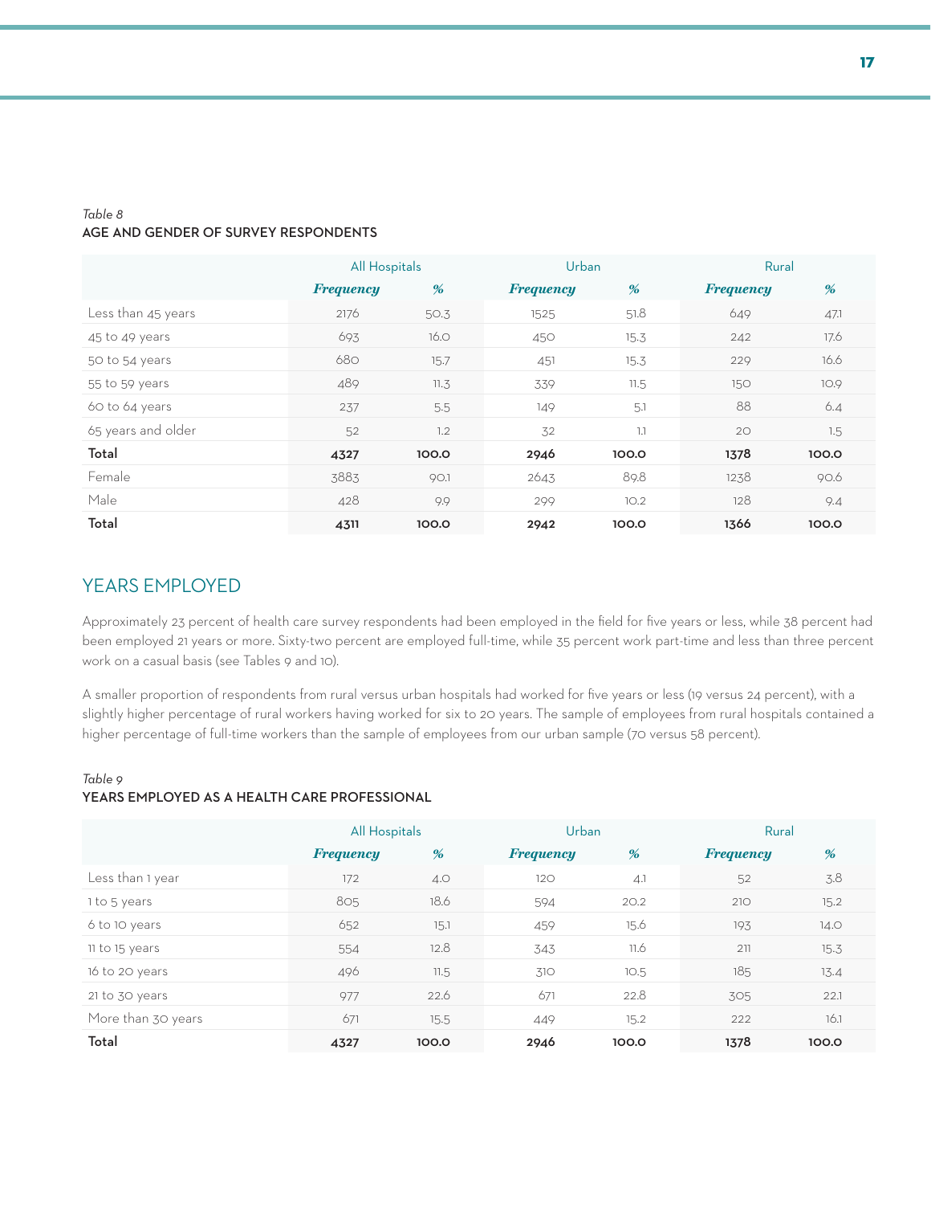*Table 8*
**AGE AND GENDER OF SURVEY RESPONDENTS**

| | All Hospitals | | Urban | | Rural | |
|---|---|---|---|---|---|---|
| | ***Frequency*** | ***%*** | ***Frequency*** | ***%*** | ***Frequency*** | ***%*** |
| Less than 45 years | 2176 | 50.3 | 1525 | 51.8 | 649 | 47.1 |
| 45 to 49 years | 693 | 16.0 | 450 | 15.3 | 242 | 17.6 |
| 50 to 54 years | 680 | 15.7 | 451 | 15.3 | 229 | 16.6 |
| 55 to 59 years | 489 | 11.3 | 339 | 11.5 | 150 | 10.9 |
| 60 to 64 years | 237 | 5.5 | 149 | 5.1 | 88 | 6.4 |
| 65 years and older | 52 | 1.2 | 32 | 1.1 | 20 | 1.5 |
| **Total** | **4327** | **100.0** | **2946** | **100.0** | **1378** | **100.0** |
| Female | 3883 | 90.1 | 2643 | 89.8 | 1238 | 90.6 |
| Male | 428 | 9.9 | 299 | 10.2 | 128 | 9.4 |
| **Total** | **4311** | **100.0** | **2942** | **100.0** | **1366** | **100.0** |

## YEARS EMPLOYED

Approximately 23 percent of health care survey respondents had been employed in the field for five years or less, while 38 percent had been employed 21 years or more. Sixty-two percent are employed full-time, while 35 percent work part-time and less than three percent work on a casual basis (see Tables 9 and 10).

A smaller proportion of respondents from rural versus urban hospitals had worked for five years or less (19 versus 24 percent), with a slightly higher percentage of rural workers having worked for six to 20 years. The sample of employees from rural hospitals contained a higher percentage of full-time workers than the sample of employees from our urban sample (70 versus 58 percent).

*Table 9*
**YEARS EMPLOYED AS A HEALTH CARE PROFESSIONAL**

| | All Hospitals | | Urban | | Rural | |
|---|---|---|---|---|---|---|
| | ***Frequency*** | ***%*** | ***Frequency*** | ***%*** | ***Frequency*** | ***%*** |
| Less than 1 year | 172 | 4.0 | 120 | 4.1 | 52 | 3.8 |
| 1 to 5 years | 805 | 18.6 | 594 | 20.2 | 210 | 15.2 |
| 6 to 10 years | 652 | 15.1 | 459 | 15.6 | 193 | 14.0 |
| 11 to 15 years | 554 | 12.8 | 343 | 11.6 | 211 | 15.3 |
| 16 to 20 years | 496 | 11.5 | 310 | 10.5 | 185 | 13.4 |
| 21 to 30 years | 977 | 22.6 | 671 | 22.8 | 305 | 22.1 |
| More than 30 years | 671 | 15.5 | 449 | 15.2 | 222 | 16.1 |
| **Total** | **4327** | **100.0** | **2946** | **100.0** | **1378** | **100.0** |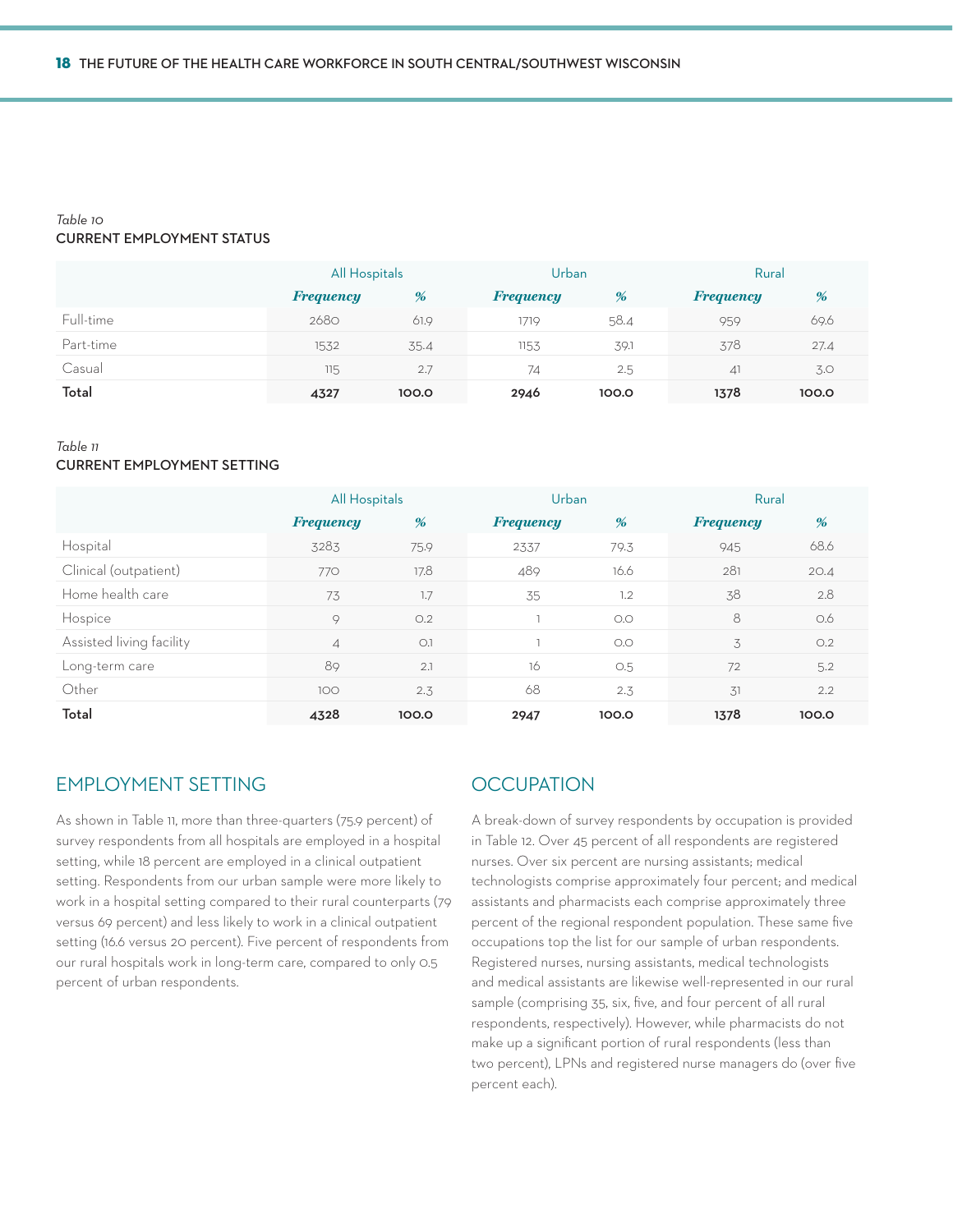*Table 10*
**CURRENT EMPLOYMENT STATUS**

| | All Hospitals | | Urban | | Rural | |
|---|---|---|---|---|---|---|
| | ***Frequency*** | ***%*** | ***Frequency*** | ***%*** | ***Frequency*** | ***%*** |
| Full-time | 2680 | 61.9 | 1719 | 58.4 | 959 | 69.6 |
| Part-time | 1532 | 35.4 | 1153 | 39.1 | 378 | 27.4 |
| Casual | 115 | 2.7 | 74 | 2.5 | 41 | 3.0 |
| **Total** | **4327** | **100.0** | **2946** | **100.0** | **1378** | **100.0** |

*Table 11*
**CURRENT EMPLOYMENT SETTING**

| | All Hospitals | | Urban | | Rural | |
|---|---|---|---|---|---|---|
| | ***Frequency*** | ***%*** | ***Frequency*** | ***%*** | ***Frequency*** | ***%*** |
| Hospital | 3283 | 75.9 | 2337 | 79.3 | 945 | 68.6 |
| Clinical (outpatient) | 770 | 17.8 | 489 | 16.6 | 281 | 20.4 |
| Home health care | 73 | 1.7 | 35 | 1.2 | 38 | 2.8 |
| Hospice | 9 | 0.2 | 1 | 0.0 | 8 | 0.6 |
| Assisted living facility | 4 | 0.1 | 1 | 0.0 | 3 | 0.2 |
| Long-term care | 89 | 2.1 | 16 | 0.5 | 72 | 5.2 |
| Other | 100 | 2.3 | 68 | 2.3 | 31 | 2.2 |
| **Total** | **4328** | **100.0** | **2947** | **100.0** | **1378** | **100.0** |

## EMPLOYMENT SETTING

As shown in Table 11, more than three-quarters (75.9 percent) of survey respondents from all hospitals are employed in a hospital setting, while 18 percent are employed in a clinical outpatient setting. Respondents from our urban sample were more likely to work in a hospital setting compared to their rural counterparts (79 versus 69 percent) and less likely to work in a clinical outpatient setting (16.6 versus 20 percent). Five percent of respondents from our rural hospitals work in long-term care, compared to only 0.5 percent of urban respondents.

## OCCUPATION

A break-down of survey respondents by occupation is provided in Table 12. Over 45 percent of all respondents are registered nurses. Over six percent are nursing assistants; medical technologists comprise approximately four percent; and medical assistants and pharmacists each comprise approximately three percent of the regional respondent population. These same five occupations top the list for our sample of urban respondents. Registered nurses, nursing assistants, medical technologists and medical assistants are likewise well-represented in our rural sample (comprising 35, six, five, and four percent of all rural respondents, respectively). However, while pharmacists do not make up a significant portion of rural respondents (less than two percent), LPNs and registered nurse managers do (over five percent each).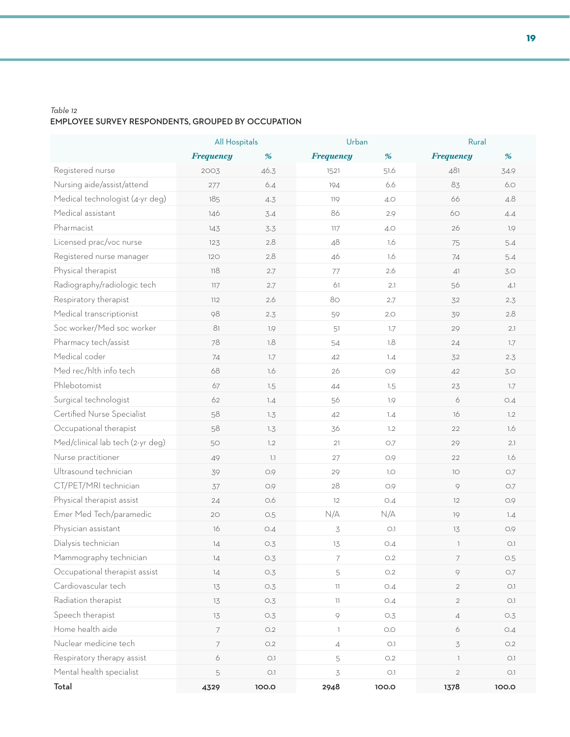*Table 12*

**EMPLOYEE SURVEY RESPONDENTS, GROUPED BY OCCUPATION**

| | All Hospitals | | Urban | | Rural | |
|---|---|---|---|---|---|---|
| | ***Frequency*** | ***%*** | ***Frequency*** | ***%*** | ***Frequency*** | ***%*** |
| Registered nurse | 2003 | 46.3 | 1521 | 51.6 | 481 | 34.9 |
| Nursing aide/assist/attend | 277 | 6.4 | 194 | 6.6 | 83 | 6.0 |
| Medical technologist (4-yr deg) | 185 | 4.3 | 119 | 4.0 | 66 | 4.8 |
| Medical assistant | 146 | 3.4 | 86 | 2.9 | 60 | 4.4 |
| Pharmacist | 143 | 3.3 | 117 | 4.0 | 26 | 1.9 |
| Licensed prac/voc nurse | 123 | 2.8 | 48 | 1.6 | 75 | 5.4 |
| Registered nurse manager | 120 | 2.8 | 46 | 1.6 | 74 | 5.4 |
| Physical therapist | 118 | 2.7 | 77 | 2.6 | 41 | 3.0 |
| Radiography/radiologic tech | 117 | 2.7 | 61 | 2.1 | 56 | 4.1 |
| Respiratory therapist | 112 | 2.6 | 80 | 2.7 | 32 | 2.3 |
| Medical transcriptionist | 98 | 2.3 | 59 | 2.0 | 39 | 2.8 |
| Soc worker/Med soc worker | 81 | 1.9 | 51 | 1.7 | 29 | 2.1 |
| Pharmacy tech/assist | 78 | 1.8 | 54 | 1.8 | 24 | 1.7 |
| Medical coder | 74 | 1.7 | 42 | 1.4 | 32 | 2.3 |
| Med rec/hlth info tech | 68 | 1.6 | 26 | 0.9 | 42 | 3.0 |
| Phlebotomist | 67 | 1.5 | 44 | 1.5 | 23 | 1.7 |
| Surgical technologist | 62 | 1.4 | 56 | 1.9 | 6 | 0.4 |
| Certified Nurse Specialist | 58 | 1.3 | 42 | 1.4 | 16 | 1.2 |
| Occupational therapist | 58 | 1.3 | 36 | 1.2 | 22 | 1.6 |
| Med/clinical lab tech (2-yr deg) | 50 | 1.2 | 21 | 0.7 | 29 | 2.1 |
| Nurse practitioner | 49 | 1.1 | 27 | 0.9 | 22 | 1.6 |
| Ultrasound technician | 39 | 0.9 | 29 | 1.0 | 10 | 0.7 |
| CT/PET/MRI technician | 37 | 0.9 | 28 | 0.9 | 9 | 0.7 |
| Physical therapist assist | 24 | 0.6 | 12 | 0.4 | 12 | 0.9 |
| Emer Med Tech/paramedic | 20 | 0.5 | N/A | N/A | 19 | 1.4 |
| Physician assistant | 16 | 0.4 | 3 | 0.1 | 13 | 0.9 |
| Dialysis technician | 14 | 0.3 | 13 | 0.4 | 1 | 0.1 |
| Mammography technician | 14 | 0.3 | 7 | 0.2 | 7 | 0.5 |
| Occupational therapist assist | 14 | 0.3 | 5 | 0.2 | 9 | 0.7 |
| Cardiovascular tech | 13 | 0.3 | 11 | 0.4 | 2 | 0.1 |
| Radiation therapist | 13 | 0.3 | 11 | 0.4 | 2 | 0.1 |
| Speech therapist | 13 | 0.3 | 9 | 0.3 | 4 | 0.3 |
| Home health aide | 7 | 0.2 | 1 | 0.0 | 6 | 0.4 |
| Nuclear medicine tech | 7 | 0.2 | 4 | 0.1 | 3 | 0.2 |
| Respiratory therapy assist | 6 | 0.1 | 5 | 0.2 | 1 | 0.1 |
| Mental health specialist | 5 | 0.1 | 3 | 0.1 | 2 | 0.1 |
| **Total** | **4329** | **100.0** | **2948** | **100.0** | **1378** | **100.0** |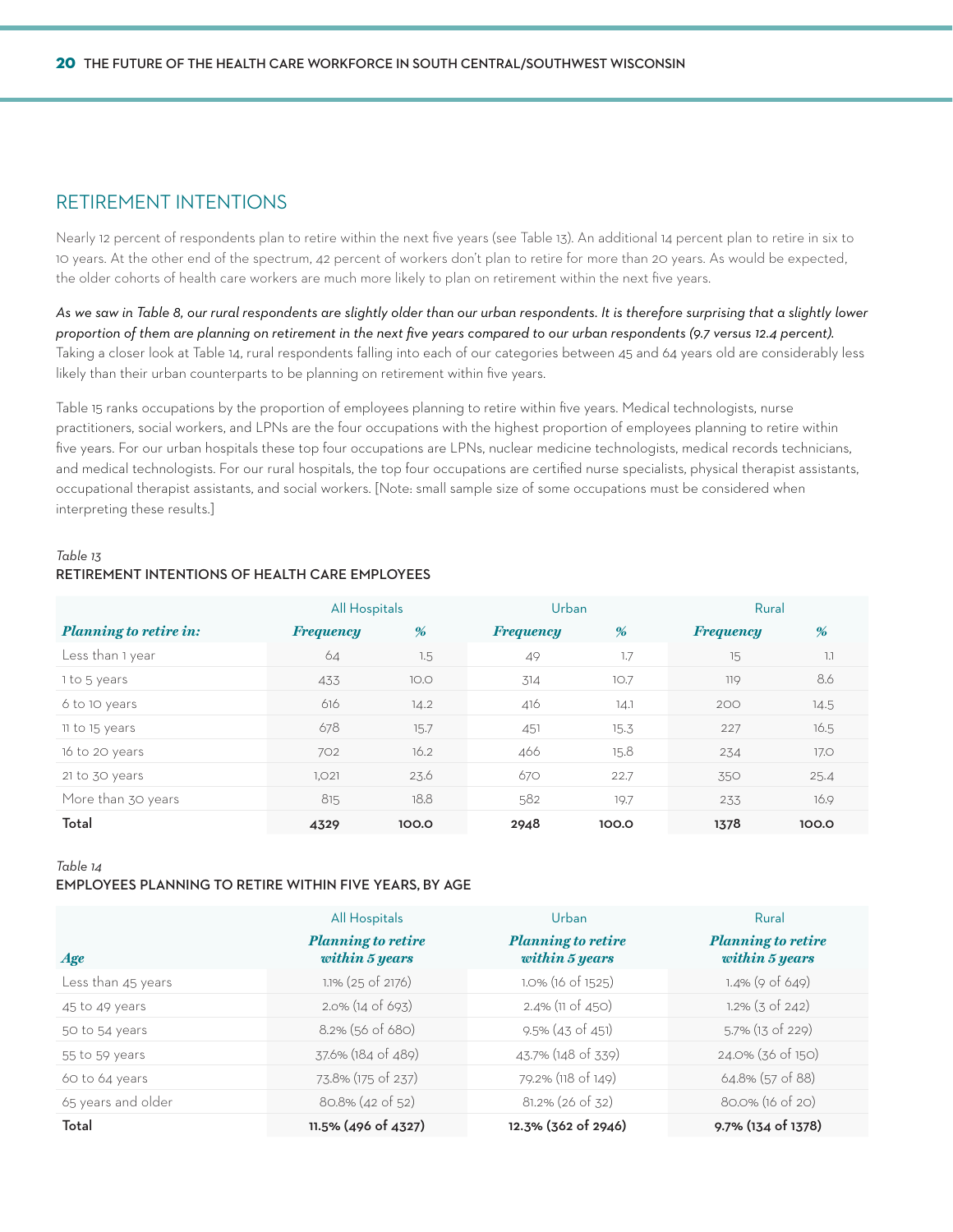## RETIREMENT INTENTIONS

Nearly 12 percent of respondents plan to retire within the next five years (see Table 13). An additional 14 percent plan to retire in six to 10 years. At the other end of the spectrum, 42 percent of workers don't plan to retire for more than 20 years. As would be expected, the older cohorts of health care workers are much more likely to plan on retirement within the next five years.

*As we saw in Table 8, our rural respondents are slightly older than our urban respondents. It is therefore surprising that a slightly lower proportion of them are planning on retirement in the next five years compared to our urban respondents (9.7 versus 12.4 percent).* Taking a closer look at Table 14, rural respondents falling into each of our categories between 45 and 64 years old are considerably less likely than their urban counterparts to be planning on retirement within five years.

Table 15 ranks occupations by the proportion of employees planning to retire within five years. Medical technologists, nurse practitioners, social workers, and LPNs are the four occupations with the highest proportion of employees planning to retire within five years. For our urban hospitals these top four occupations are LPNs, nuclear medicine technologists, medical records technicians, and medical technologists. For our rural hospitals, the top four occupations are certified nurse specialists, physical therapist assistants, occupational therapist assistants, and social workers. [Note: small sample size of some occupations must be considered when interpreting these results.]

*Table 13*
**RETIREMENT INTENTIONS OF HEALTH CARE EMPLOYEES**

| | All Hospitals | | Urban | | Rural | |
|---|---|---|---|---|---|---|
| ***Planning to retire in:*** | ***Frequency*** | ***%*** | ***Frequency*** | ***%*** | ***Frequency*** | ***%*** |
| Less than 1 year | 64 | 1.5 | 49 | 1.7 | 15 | 1.1 |
| 1 to 5 years | 433 | 10.0 | 314 | 10.7 | 119 | 8.6 |
| 6 to 10 years | 616 | 14.2 | 416 | 14.1 | 200 | 14.5 |
| 11 to 15 years | 678 | 15.7 | 451 | 15.3 | 227 | 16.5 |
| 16 to 20 years | 702 | 16.2 | 466 | 15.8 | 234 | 17.0 |
| 21 to 30 years | 1,021 | 23.6 | 670 | 22.7 | 350 | 25.4 |
| More than 30 years | 815 | 18.8 | 582 | 19.7 | 233 | 16.9 |
| **Total** | **4329** | **100.0** | **2948** | **100.0** | **1378** | **100.0** |

*Table 14*
**EMPLOYEES PLANNING TO RETIRE WITHIN FIVE YEARS, BY AGE**

| | All Hospitals | Urban | Rural |
|---|---|---|---|
| ***Age*** | ***Planning to retire within 5 years*** | ***Planning to retire within 5 years*** | ***Planning to retire within 5 years*** |
| Less than 45 years | 1.1% (25 of 2176) | 1.0% (16 of 1525) | 1.4% (9 of 649) |
| 45 to 49 years | 2.0% (14 of 693) | 2.4% (11 of 450) | 1.2% (3 of 242) |
| 50 to 54 years | 8.2% (56 of 680) | 9.5% (43 of 451) | 5.7% (13 of 229) |
| 55 to 59 years | 37.6% (184 of 489) | 43.7% (148 of 339) | 24.0% (36 of 150) |
| 60 to 64 years | 73.8% (175 of 237) | 79.2% (118 of 149) | 64.8% (57 of 88) |
| 65 years and older | 80.8% (42 of 52) | 81.2% (26 of 32) | 80.0% (16 of 20) |
| **Total** | **11.5% (496 of 4327)** | **12.3% (362 of 2946)** | **9.7% (134 of 1378)** |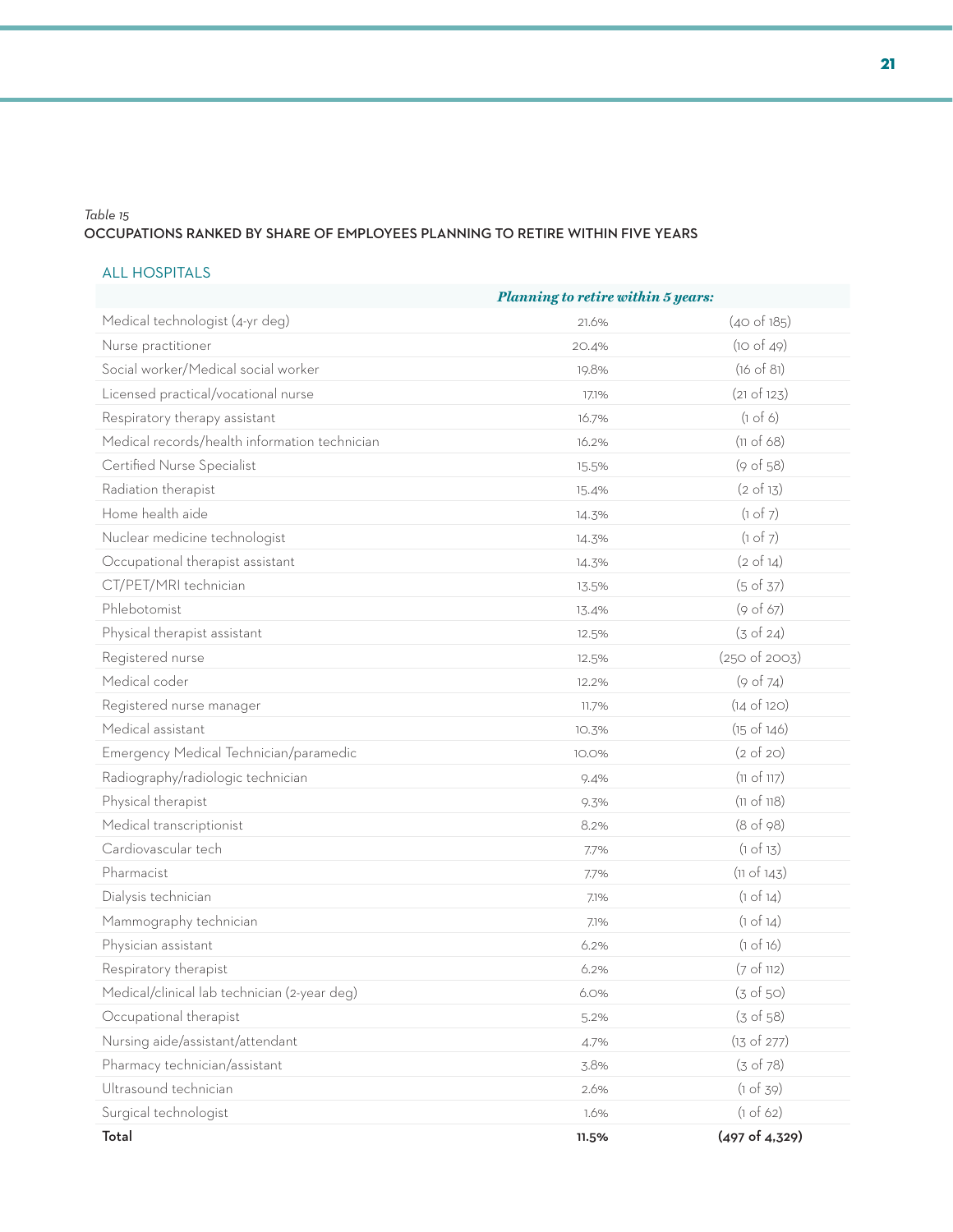*Table 15*

**OCCUPATIONS RANKED BY SHARE OF EMPLOYEES PLANNING TO RETIRE WITHIN FIVE YEARS**

ALL HOSPITALS

| | *Planning to retire within 5 years:* | |
|---|---|---|
| Medical technologist (4-yr deg) | 21.6% | (40 of 185) |
| Nurse practitioner | 20.4% | (10 of 49) |
| Social worker/Medical social worker | 19.8% | (16 of 81) |
| Licensed practical/vocational nurse | 17.1% | (21 of 123) |
| Respiratory therapy assistant | 16.7% | (1 of 6) |
| Medical records/health information technician | 16.2% | (11 of 68) |
| Certified Nurse Specialist | 15.5% | (9 of 58) |
| Radiation therapist | 15.4% | (2 of 13) |
| Home health aide | 14.3% | (1 of 7) |
| Nuclear medicine technologist | 14.3% | (1 of 7) |
| Occupational therapist assistant | 14.3% | (2 of 14) |
| CT/PET/MRI technician | 13.5% | (5 of 37) |
| Phlebotomist | 13.4% | (9 of 67) |
| Physical therapist assistant | 12.5% | (3 of 24) |
| Registered nurse | 12.5% | (250 of 2003) |
| Medical coder | 12.2% | (9 of 74) |
| Registered nurse manager | 11.7% | (14 of 120) |
| Medical assistant | 10.3% | (15 of 146) |
| Emergency Medical Technician/paramedic | 10.0% | (2 of 20) |
| Radiography/radiologic technician | 9.4% | (11 of 117) |
| Physical therapist | 9.3% | (11 of 118) |
| Medical transcriptionist | 8.2% | (8 of 98) |
| Cardiovascular tech | 7.7% | (1 of 13) |
| Pharmacist | 7.7% | (11 of 143) |
| Dialysis technician | 7.1% | (1 of 14) |
| Mammography technician | 7.1% | (1 of 14) |
| Physician assistant | 6.2% | (1 of 16) |
| Respiratory therapist | 6.2% | (7 of 112) |
| Medical/clinical lab technician (2-year deg) | 6.0% | (3 of 50) |
| Occupational therapist | 5.2% | (3 of 58) |
| Nursing aide/assistant/attendant | 4.7% | (13 of 277) |
| Pharmacy technician/assistant | 3.8% | (3 of 78) |
| Ultrasound technician | 2.6% | (1 of 39) |
| Surgical technologist | 1.6% | (1 of 62) |
| **Total** | **11.5%** | **(497 of 4,329)** |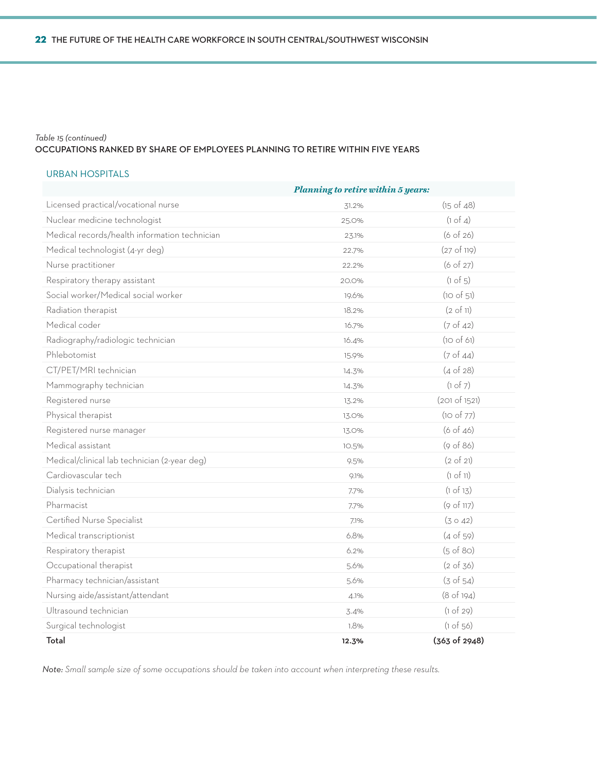*Table 15 (continued)*

**OCCUPATIONS RANKED BY SHARE OF EMPLOYEES PLANNING TO RETIRE WITHIN FIVE YEARS**

URBAN HOSPITALS

| | *Planning to retire within 5 years:* | |
|---|---|---|
| Licensed practical/vocational nurse | 31.2% | (15 of 48) |
| Nuclear medicine technologist | 25.0% | (1 of 4) |
| Medical records/health information technician | 23.1% | (6 of 26) |
| Medical technologist (4-yr deg) | 22.7% | (27 of 119) |
| Nurse practitioner | 22.2% | (6 of 27) |
| Respiratory therapy assistant | 20.0% | (1 of 5) |
| Social worker/Medical social worker | 19.6% | (10 of 51) |
| Radiation therapist | 18.2% | (2 of 11) |
| Medical coder | 16.7% | (7 of 42) |
| Radiography/radiologic technician | 16.4% | (10 of 61) |
| Phlebotomist | 15.9% | (7 of 44) |
| CT/PET/MRI technician | 14.3% | (4 of 28) |
| Mammography technician | 14.3% | (1 of 7) |
| Registered nurse | 13.2% | (201 of 1521) |
| Physical therapist | 13.0% | (10 of 77) |
| Registered nurse manager | 13.0% | (6 of 46) |
| Medical assistant | 10.5% | (9 of 86) |
| Medical/clinical lab technician (2-year deg) | 9.5% | (2 of 21) |
| Cardiovascular tech | 9.1% | (1 of 11) |
| Dialysis technician | 7.7% | (1 of 13) |
| Pharmacist | 7.7% | (9 of 117) |
| Certified Nurse Specialist | 7.1% | (3 o 42) |
| Medical transcriptionist | 6.8% | (4 of 59) |
| Respiratory therapist | 6.2% | (5 of 80) |
| Occupational therapist | 5.6% | (2 of 36) |
| Pharmacy technician/assistant | 5.6% | (3 of 54) |
| Nursing aide/assistant/attendant | 4.1% | (8 of 194) |
| Ultrasound technician | 3.4% | (1 of 29) |
| Surgical technologist | 1.8% | (1 of 56) |
| **Total** | **12.3%** | **(363 of 2948)** |

*Note: Small sample size of some occupations should be taken into account when interpreting these results.*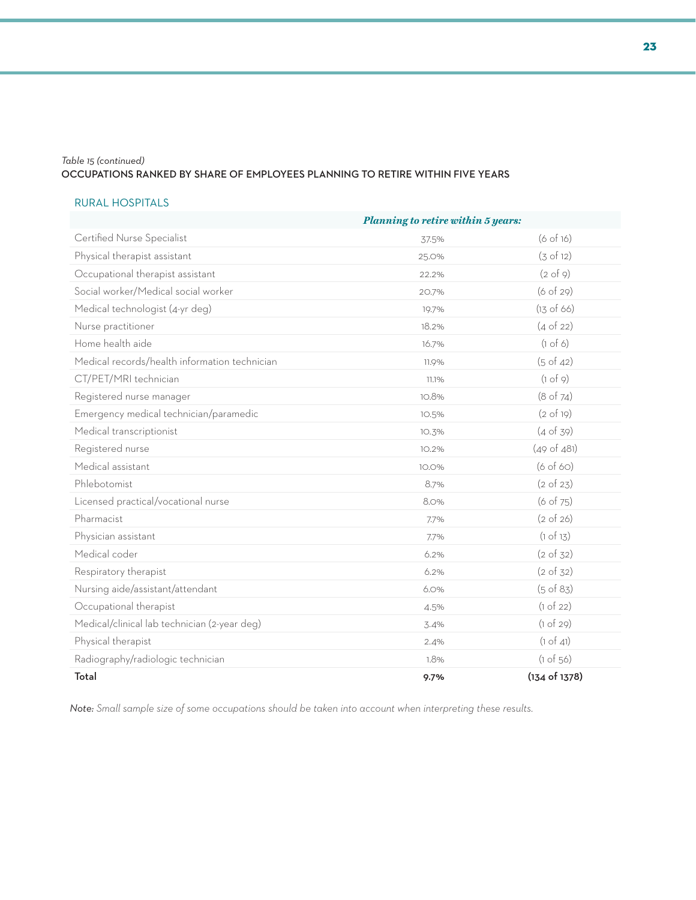*Table 15 (continued)*

**OCCUPATIONS RANKED BY SHARE OF EMPLOYEES PLANNING TO RETIRE WITHIN FIVE YEARS**

RURAL HOSPITALS

| | ***Planning to retire within 5 years:*** | |
|---|---|---|
| Certified Nurse Specialist | 37.5% | (6 of 16) |
| Physical therapist assistant | 25.0% | (3 of 12) |
| Occupational therapist assistant | 22.2% | (2 of 9) |
| Social worker/Medical social worker | 20.7% | (6 of 29) |
| Medical technologist (4-yr deg) | 19.7% | (13 of 66) |
| Nurse practitioner | 18.2% | (4 of 22) |
| Home health aide | 16.7% | (1 of 6) |
| Medical records/health information technician | 11.9% | (5 of 42) |
| CT/PET/MRI technician | 11.1% | (1 of 9) |
| Registered nurse manager | 10.8% | (8 of 74) |
| Emergency medical technician/paramedic | 10.5% | (2 of 19) |
| Medical transcriptionist | 10.3% | (4 of 39) |
| Registered nurse | 10.2% | (49 of 481) |
| Medical assistant | 10.0% | (6 of 60) |
| Phlebotomist | 8.7% | (2 of 23) |
| Licensed practical/vocational nurse | 8.0% | (6 of 75) |
| Pharmacist | 7.7% | (2 of 26) |
| Physician assistant | 7.7% | (1 of 13) |
| Medical coder | 6.2% | (2 of 32) |
| Respiratory therapist | 6.2% | (2 of 32) |
| Nursing aide/assistant/attendant | 6.0% | (5 of 83) |
| Occupational therapist | 4.5% | (1 of 22) |
| Medical/clinical lab technician (2-year deg) | 3.4% | (1 of 29) |
| Physical therapist | 2.4% | (1 of 41) |
| Radiography/radiologic technician | 1.8% | (1 of 56) |
| **Total** | **9.7%** | **(134 of 1378)** |

*Note: Small sample size of some occupations should be taken into account when interpreting these results.*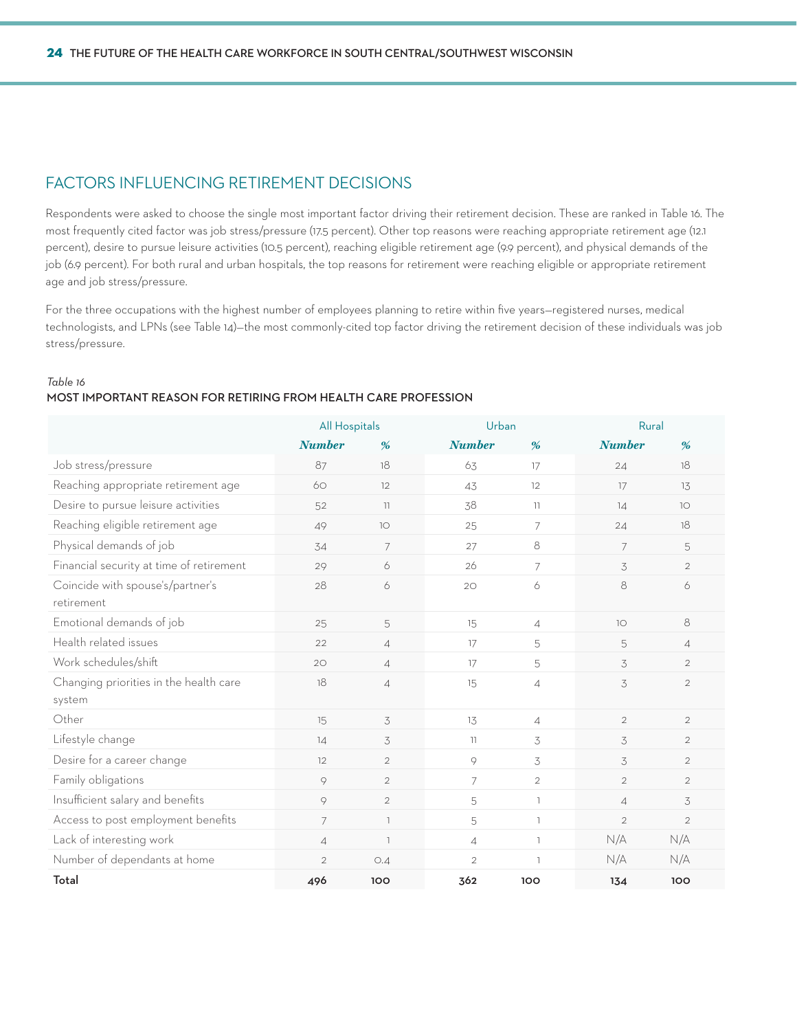## FACTORS INFLUENCING RETIREMENT DECISIONS

Respondents were asked to choose the single most important factor driving their retirement decision. These are ranked in Table 16. The most frequently cited factor was job stress/pressure (17.5 percent). Other top reasons were reaching appropriate retirement age (12.1 percent), desire to pursue leisure activities (10.5 percent), reaching eligible retirement age (9.9 percent), and physical demands of the job (6.9 percent). For both rural and urban hospitals, the top reasons for retirement were reaching eligible or appropriate retirement age and job stress/pressure.

For the three occupations with the highest number of employees planning to retire within five years—registered nurses, medical technologists, and LPNs (see Table 14)—the most commonly-cited top factor driving the retirement decision of these individuals was job stress/pressure.

*Table 16*

**MOST IMPORTANT REASON FOR RETIRING FROM HEALTH CARE PROFESSION**

| | All Hospitals | | Urban | | Rural | |
|---|---|---|---|---|---|---|
| | ***Number*** | ***%*** | ***Number*** | ***%*** | ***Number*** | ***%*** |
| Job stress/pressure | 87 | 18 | 63 | 17 | 24 | 18 |
| Reaching appropriate retirement age | 60 | 12 | 43 | 12 | 17 | 13 |
| Desire to pursue leisure activities | 52 | 11 | 38 | 11 | 14 | 10 |
| Reaching eligible retirement age | 49 | 10 | 25 | 7 | 24 | 18 |
| Physical demands of job | 34 | 7 | 27 | 8 | 7 | 5 |
| Financial security at time of retirement | 29 | 6 | 26 | 7 | 3 | 2 |
| Coincide with spouse's/partner's retirement | 28 | 6 | 20 | 6 | 8 | 6 |
| Emotional demands of job | 25 | 5 | 15 | 4 | 10 | 8 |
| Health related issues | 22 | 4 | 17 | 5 | 5 | 4 |
| Work schedules/shift | 20 | 4 | 17 | 5 | 3 | 2 |
| Changing priorities in the health care system | 18 | 4 | 15 | 4 | 3 | 2 |
| Other | 15 | 3 | 13 | 4 | 2 | 2 |
| Lifestyle change | 14 | 3 | 11 | 3 | 3 | 2 |
| Desire for a career change | 12 | 2 | 9 | 3 | 3 | 2 |
| Family obligations | 9 | 2 | 7 | 2 | 2 | 2 |
| Insufficient salary and benefits | 9 | 2 | 5 | 1 | 4 | 3 |
| Access to post employment benefits | 7 | 1 | 5 | 1 | 2 | 2 |
| Lack of interesting work | 4 | 1 | 4 | 1 | N/A | N/A |
| Number of dependants at home | 2 | 0.4 | 2 | 1 | N/A | N/A |
| **Total** | **496** | **100** | **362** | **100** | **134** | **100** |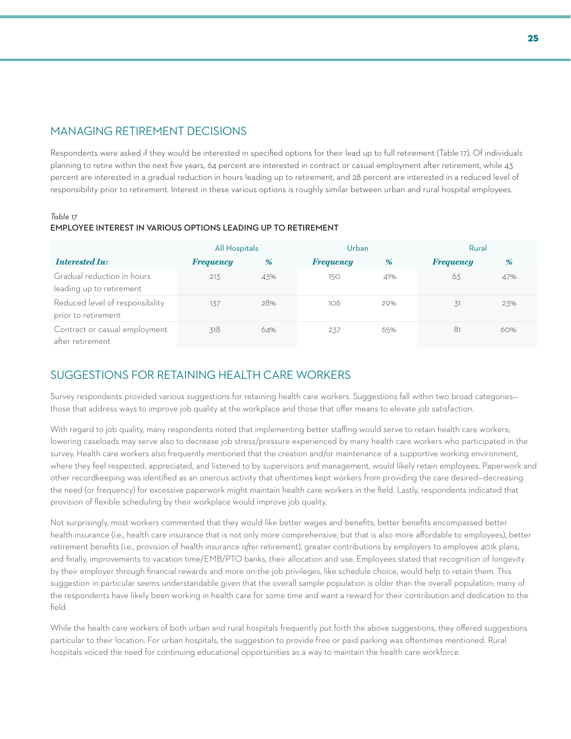## MANAGING RETIREMENT DECISIONS

Respondents were asked if they would be interested in specified options for their lead up to full retirement (Table 17). Of individuals planning to retire within the next five years, 64 percent are interested in contract or casual employment after retirement, while 43 percent are interested in a gradual reduction in hours leading up to retirement, and 28 percent are interested in a reduced level of responsibility prior to retirement. Interest in these various options is roughly similar between urban and rural hospital employees.

*Table 17*

**EMPLOYEE INTEREST IN VARIOUS OPTIONS LEADING UP TO RETIREMENT**

| | All Hospitals | | Urban | | Rural | |
|---|---|---|---|---|---|---|
| ***Interested In:*** | ***Frequency*** | ***%*** | ***Frequency*** | ***%*** | ***Frequency*** | ***%*** |
| Gradual reduction in hours leading up to retirement | 213 | 43% | 150 | 41% | 63 | 47% |
| Reduced level of responsibility prior to retirement | 137 | 28% | 106 | 29% | 31 | 23% |
| Contract or casual employment after retirement | 318 | 64% | 237 | 65% | 81 | 60% |

## SUGGESTIONS FOR RETAINING HEALTH CARE WORKERS

Survey respondents provided various suggestions for retaining health care workers. Suggestions fall within two broad categories—those that address ways to improve job quality at the workplace and those that offer means to elevate job satisfaction.

With regard to job quality, many respondents noted that implementing better staffing would serve to retain health care workers; lowering caseloads may serve also to decrease job stress/pressure experienced by many health care workers who participated in the survey. Health care workers also frequently mentioned that the creation and/or maintenance of a supportive working environment, where they feel respected, appreciated, and listened to by supervisors and management, would likely retain employees. Paperwork and other recordkeeping was identified as an onerous activity that oftentimes kept workers from providing the care desired—decreasing the need (or frequency) for excessive paperwork might maintain health care workers in the field. Lastly, respondents indicated that provision of flexible scheduling by their workplace would improve job quality.

Not surprisingly, most workers commented that they would like better wages and benefits; better benefits encompassed better health insurance (i.e., health care insurance that is not only more comprehensive, but that is also more affordable to employees), better retirement benefits (i.e., provision of health insurance *after* retirement), greater contributions by employers to employee 401k plans, and finally, improvements to vacation time/EMB/PTO banks, their allocation and use. Employees stated that recognition of longevity by their employer through financial rewards and more on-the-job privileges, like schedule choice, would help to retain them. This suggestion in particular seems understandable given that the overall sample population is older than the overall population; many of the respondents have likely been working in health care for some time and want a reward for their contribution and dedication to the field.

While the health care workers of both urban and rural hospitals frequently put forth the above suggestions, they offered suggestions particular to their location. For urban hospitals, the suggestion to provide free or paid parking was oftentimes mentioned. Rural hospitals voiced the need for continuing educational opportunities as a way to maintain the health care workforce.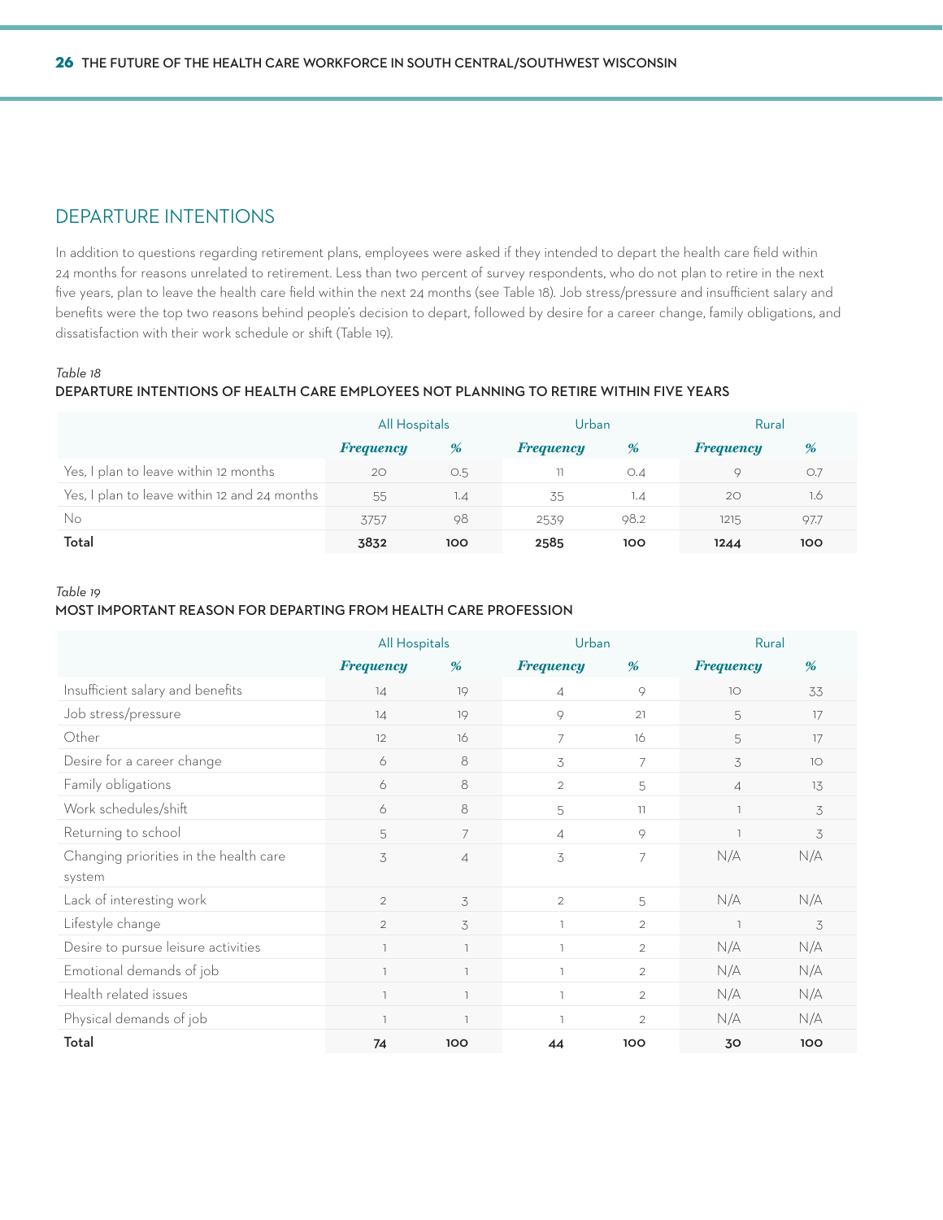## DEPARTURE INTENTIONS

In addition to questions regarding retirement plans, employees were asked if they intended to depart the health care field within 24 months for reasons unrelated to retirement. Less than two percent of survey respondents, who do not plan to retire in the next five years, plan to leave the health care field within the next 24 months (see Table 18). Job stress/pressure and insufficient salary and benefits were the top two reasons behind people's decision to depart, followed by desire for a career change, family obligations, and dissatisfaction with their work schedule or shift (Table 19).

*Table 18*

**DEPARTURE INTENTIONS OF HEALTH CARE EMPLOYEES NOT PLANNING TO RETIRE WITHIN FIVE YEARS**

| | All Hospitals | | Urban | | Rural | |
|---|---|---|---|---|---|---|
| | ***Frequency*** | ***%*** | ***Frequency*** | ***%*** | ***Frequency*** | ***%*** |
| Yes, I plan to leave within 12 months | 20 | 0.5 | 11 | 0.4 | 9 | 0.7 |
| Yes, I plan to leave within 12 and 24 months | 55 | 1.4 | 35 | 1.4 | 20 | 1.6 |
| No | 3757 | 98 | 2539 | 98.2 | 1215 | 97.7 |
| **Total** | **3832** | **100** | **2585** | **100** | **1244** | **100** |

*Table 19*

**MOST IMPORTANT REASON FOR DEPARTING FROM HEALTH CARE PROFESSION**

| | All Hospitals | | Urban | | Rural | |
|---|---|---|---|---|---|---|
| | ***Frequency*** | ***%*** | ***Frequency*** | ***%*** | ***Frequency*** | ***%*** |
| Insufficient salary and benefits | 14 | 19 | 4 | 9 | 10 | 33 |
| Job stress/pressure | 14 | 19 | 9 | 21 | 5 | 17 |
| Other | 12 | 16 | 7 | 16 | 5 | 17 |
| Desire for a career change | 6 | 8 | 3 | 7 | 3 | 10 |
| Family obligations | 6 | 8 | 2 | 5 | 4 | 13 |
| Work schedules/shift | 6 | 8 | 5 | 11 | 1 | 3 |
| Returning to school | 5 | 7 | 4 | 9 | 1 | 3 |
| Changing priorities in the health care system | 3 | 4 | 3 | 7 | N/A | N/A |
| Lack of interesting work | 2 | 3 | 2 | 5 | N/A | N/A |
| Lifestyle change | 2 | 3 | 1 | 2 | 1 | 3 |
| Desire to pursue leisure activities | 1 | 1 | 1 | 2 | N/A | N/A |
| Emotional demands of job | 1 | 1 | 1 | 2 | N/A | N/A |
| Health related issues | 1 | 1 | 1 | 2 | N/A | N/A |
| Physical demands of job | 1 | 1 | 1 | 2 | N/A | N/A |
| **Total** | **74** | **100** | **44** | **100** | **30** | **100** |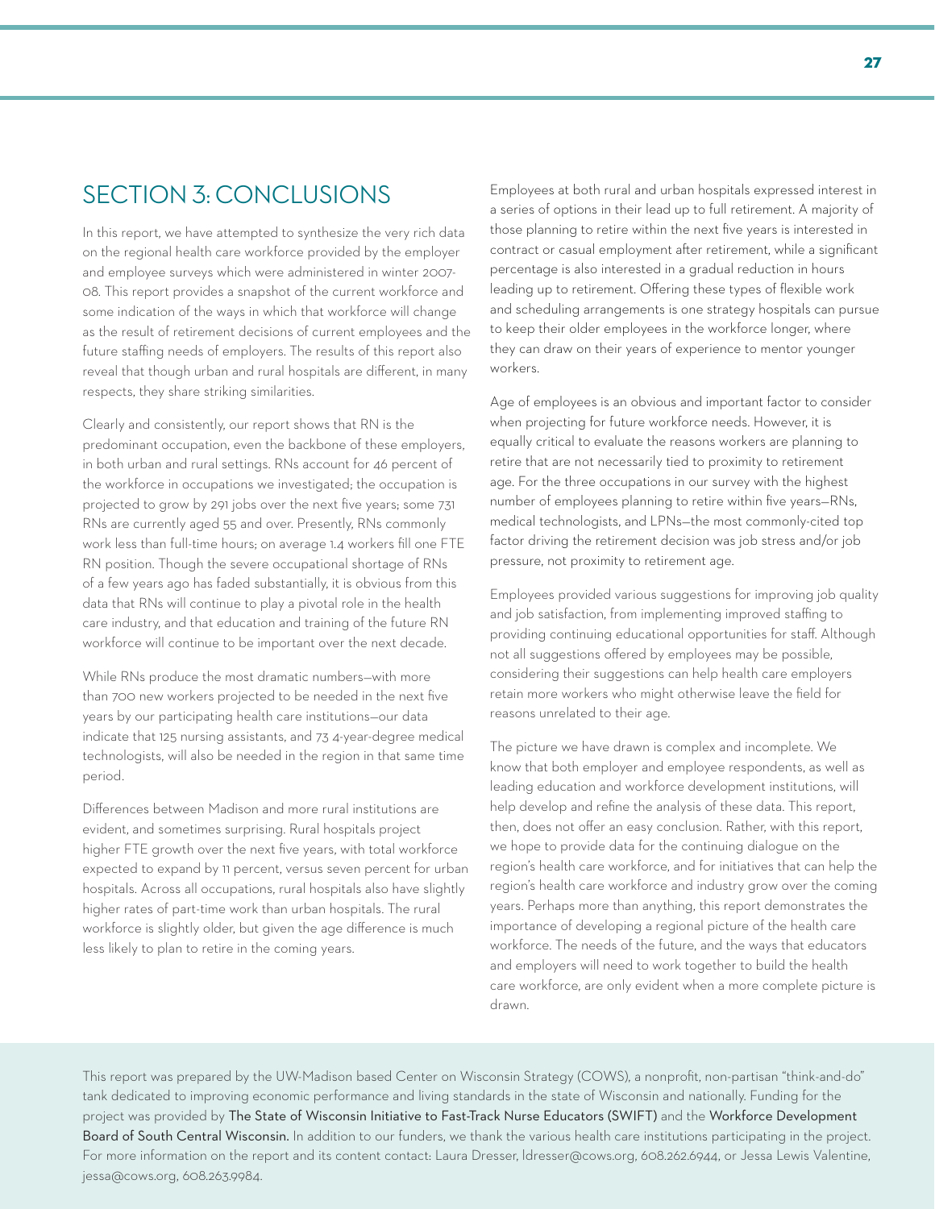## SECTION 3: CONCLUSIONS

In this report, we have attempted to synthesize the very rich data on the regional health care workforce provided by the employer and employee surveys which were administered in winter 2007-08. This report provides a snapshot of the current workforce and some indication of the ways in which that workforce will change as the result of retirement decisions of current employees and the future staffing needs of employers. The results of this report also reveal that though urban and rural hospitals are different, in many respects, they share striking similarities.

Clearly and consistently, our report shows that RN is the predominant occupation, even the backbone of these employers, in both urban and rural settings. RNs account for 46 percent of the workforce in occupations we investigated; the occupation is projected to grow by 291 jobs over the next five years; some 731 RNs are currently aged 55 and over. Presently, RNs commonly work less than full-time hours; on average 1.4 workers fill one FTE RN position. Though the severe occupational shortage of RNs of a few years ago has faded substantially, it is obvious from this data that RNs will continue to play a pivotal role in the health care industry, and that education and training of the future RN workforce will continue to be important over the next decade.

While RNs produce the most dramatic numbers—with more than 700 new workers projected to be needed in the next five years by our participating health care institutions—our data indicate that 125 nursing assistants, and 73 4-year-degree medical technologists, will also be needed in the region in that same time period.

Differences between Madison and more rural institutions are evident, and sometimes surprising. Rural hospitals project higher FTE growth over the next five years, with total workforce expected to expand by 11 percent, versus seven percent for urban hospitals. Across all occupations, rural hospitals also have slightly higher rates of part-time work than urban hospitals. The rural workforce is slightly older, but given the age difference is much less likely to plan to retire in the coming years.

Employees at both rural and urban hospitals expressed interest in a series of options in their lead up to full retirement. A majority of those planning to retire within the next five years is interested in contract or casual employment after retirement, while a significant percentage is also interested in a gradual reduction in hours leading up to retirement. Offering these types of flexible work and scheduling arrangements is one strategy hospitals can pursue to keep their older employees in the workforce longer, where they can draw on their years of experience to mentor younger workers.

Age of employees is an obvious and important factor to consider when projecting for future workforce needs. However, it is equally critical to evaluate the reasons workers are planning to retire that are not necessarily tied to proximity to retirement age. For the three occupations in our survey with the highest number of employees planning to retire within five years—RNs, medical technologists, and LPNs—the most commonly-cited top factor driving the retirement decision was job stress and/or job pressure, not proximity to retirement age.

Employees provided various suggestions for improving job quality and job satisfaction, from implementing improved staffing to providing continuing educational opportunities for staff. Although not all suggestions offered by employees may be possible, considering their suggestions can help health care employers retain more workers who might otherwise leave the field for reasons unrelated to their age.

The picture we have drawn is complex and incomplete. We know that both employer and employee respondents, as well as leading education and workforce development institutions, will help develop and refine the analysis of these data. This report, then, does not offer an easy conclusion. Rather, with this report, we hope to provide data for the continuing dialogue on the region's health care workforce, and for initiatives that can help the region's health care workforce and industry grow over the coming years. Perhaps more than anything, this report demonstrates the importance of developing a regional picture of the health care workforce. The needs of the future, and the ways that educators and employers will need to work together to build the health care workforce, are only evident when a more complete picture is drawn.

This report was prepared by the UW-Madison based Center on Wisconsin Strategy (COWS), a nonprofit, non-partisan "think-and-do" tank dedicated to improving economic performance and living standards in the state of Wisconsin and nationally. Funding for the project was provided by The State of Wisconsin Initiative to Fast-Track Nurse Educators (SWIFT) and the Workforce Development Board of South Central Wisconsin. In addition to our funders, we thank the various health care institutions participating in the project. For more information on the report and its content contact: Laura Dresser, ldresser@cows.org, 608.262.6944, or Jessa Lewis Valentine, jessa@cows.org, 608.263.9984.